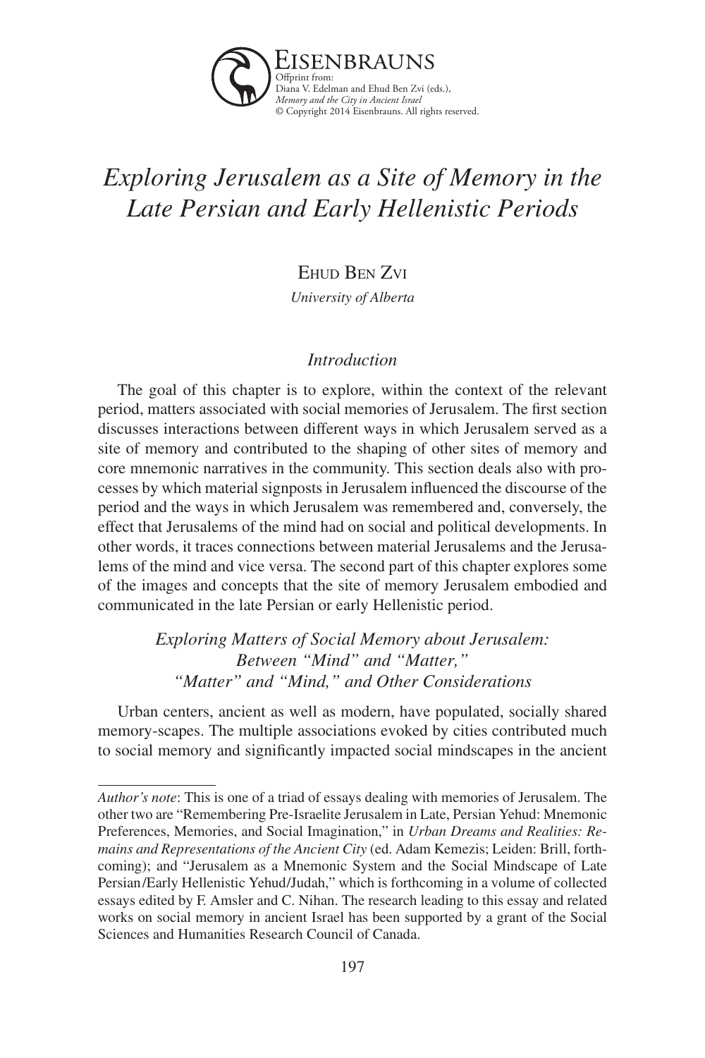Eisenbrauns
Offprint from:
Diana V. Edelman and Ehud Ben Zvi (eds.),
*Memory and the City in Ancient Israel*
© Copyright 2014 Eisenbrauns. All rights reserved.

# *Exploring Jerusalem as a Site of Memory in the Late Persian and Early Hellenistic Periods*

Ehud Ben Zvi

*University of Alberta*

## *Introduction*

The goal of this chapter is to explore, within the context of the relevant period, matters associated with social memories of Jerusalem. The first section discusses interactions between different ways in which Jerusalem served as a site of memory and contributed to the shaping of other sites of memory and core mnemonic narratives in the community. This section deals also with processes by which material signposts in Jerusalem influenced the discourse of the period and the ways in which Jerusalem was remembered and, conversely, the effect that Jerusalems of the mind had on social and political developments. In other words, it traces connections between material Jerusalems and the Jerusalems of the mind and vice versa. The second part of this chapter explores some of the images and concepts that the site of memory Jerusalem embodied and communicated in the late Persian or early Hellenistic period.

## *Exploring Matters of Social Memory about Jerusalem: Between "Mind" and "Matter," "Matter" and "Mind," and Other Considerations*

Urban centers, ancient as well as modern, have populated, socially shared memory-scapes. The multiple associations evoked by cities contributed much to social memory and significantly impacted social mindscapes in the ancient

---

*Author's note*: This is one of a triad of essays dealing with memories of Jerusalem. The other two are "Remembering Pre-Israelite Jerusalem in Late, Persian Yehud: Mnemonic Preferences, Memories, and Social Imagination," in *Urban Dreams and Realities: Remains and Representations of the Ancient City* (ed. Adam Kemezis; Leiden: Brill, forthcoming); and "Jerusalem as a Mnemonic System and the Social Mindscape of Late Persian/Early Hellenistic Yehud/Judah," which is forthcoming in a volume of collected essays edited by F. Amsler and C. Nihan. The research leading to this essay and related works on social memory in ancient Israel has been supported by a grant of the Social Sciences and Humanities Research Council of Canada.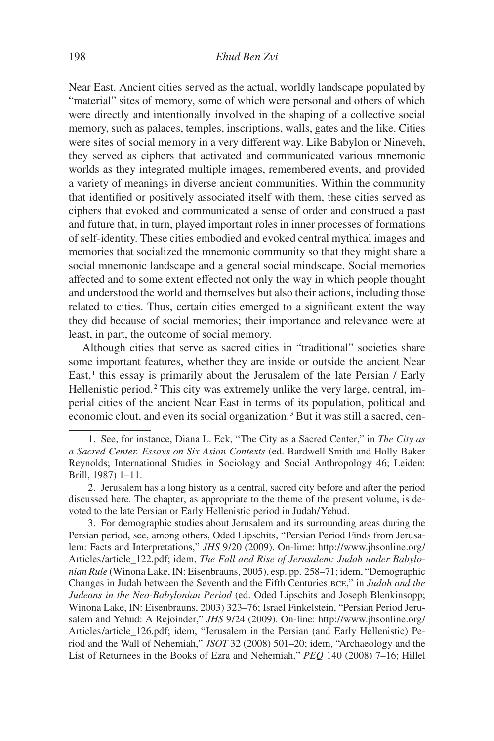Near East. Ancient cities served as the actual, worldly landscape populated by "material" sites of memory, some of which were personal and others of which were directly and intentionally involved in the shaping of a collective social memory, such as palaces, temples, inscriptions, walls, gates and the like. Cities were sites of social memory in a very different way. Like Babylon or Nineveh, they served as ciphers that activated and communicated various mnemonic worlds as they integrated multiple images, remembered events, and provided a variety of meanings in diverse ancient communities. Within the community that identified or positively associated itself with them, these cities served as ciphers that evoked and communicated a sense of order and construed a past and future that, in turn, played important roles in inner processes of formations of self-identity. These cities embodied and evoked central mythical images and memories that socialized the mnemonic community so that they might share a social mnemonic landscape and a general social mindscape. Social memories affected and to some extent effected not only the way in which people thought and understood the world and themselves but also their actions, including those related to cities. Thus, certain cities emerged to a significant extent the way they did because of social memories; their importance and relevance were at least, in part, the outcome of social memory.

Although cities that serve as sacred cities in "traditional" societies share some important features, whether they are inside or outside the ancient Near East,[1] this essay is primarily about the Jerusalem of the late Persian / Early Hellenistic period.[2] This city was extremely unlike the very large, central, imperial cities of the ancient Near East in terms of its population, political and economic clout, and even its social organization.[3] But it was still a sacred, cen-

---

1. See, for instance, Diana L. Eck, "The City as a Sacred Center," in *The City as a Sacred Center. Essays on Six Asian Contexts* (ed. Bardwell Smith and Holly Baker Reynolds; International Studies in Sociology and Social Anthropology 46; Leiden: Brill, 1987) 1–11.

2. Jerusalem has a long history as a central, sacred city before and after the period discussed here. The chapter, as appropriate to the theme of the present volume, is devoted to the late Persian or Early Hellenistic period in Judah/Yehud.

3. For demographic studies about Jerusalem and its surrounding areas during the Persian period, see, among others, Oded Lipschits, "Persian Period Finds from Jerusalem: Facts and Interpretations," *JHS* 9/20 (2009). On-lime: http://www.jhsonline.org/Articles/article_122.pdf; idem, *The Fall and Rise of Jerusalem: Judah under Babylonian Rule* (Winona Lake, IN: Eisenbrauns, 2005), esp. pp. 258–71; idem, "Demographic Changes in Judah between the Seventh and the Fifth Centuries BCE," in *Judah and the Judeans in the Neo-Babylonian Period* (ed. Oded Lipschits and Joseph Blenkinsopp; Winona Lake, IN: Eisenbrauns, 2003) 323–76; Israel Finkelstein, "Persian Period Jerusalem and Yehud: A Rejoinder," *JHS* 9/24 (2009). On-line: http://www.jhsonline.org/Articles/article_126.pdf; idem, "Jerusalem in the Persian (and Early Hellenistic) Period and the Wall of Nehemiah," *JSOT* 32 (2008) 501–20; idem, "Archaeology and the List of Returnees in the Books of Ezra and Nehemiah," *PEQ* 140 (2008) 7–16; Hillel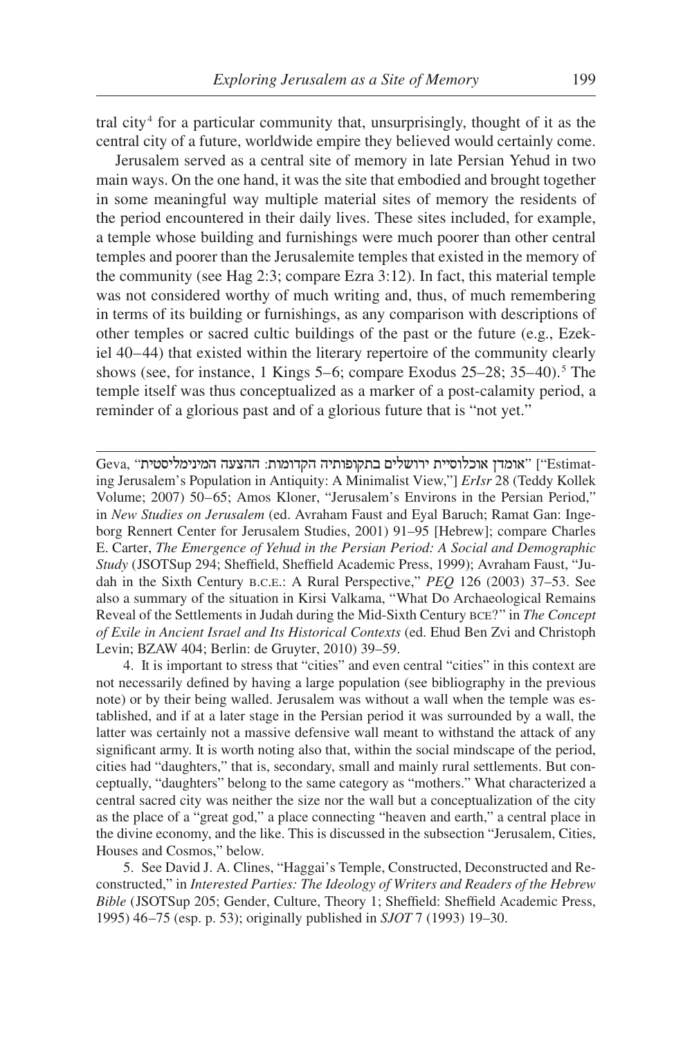tral city[4] for a particular community that, unsurprisingly, thought of it as the central city of a future, worldwide empire they believed would certainly come.

Jerusalem served as a central site of memory in late Persian Yehud in two main ways. On the one hand, it was the site that embodied and brought together in some meaningful way multiple material sites of memory the residents of the period encountered in their daily lives. These sites included, for example, a temple whose building and furnishings were much poorer than other central temples and poorer than the Jerusalemite temples that existed in the memory of the community (see Hag 2:3; compare Ezra 3:12). In fact, this material temple was not considered worthy of much writing and, thus, of much remembering in terms of its building or furnishings, as any comparison with descriptions of other temples or sacred cultic buildings of the past or the future (e.g., Ezekiel 40–44) that existed within the literary repertoire of the community clearly shows (see, for instance, 1 Kings 5–6; compare Exodus 25–28; 35–40).[5] The temple itself was thus conceptualized as a marker of a post-calamity period, a reminder of a glorious past and of a glorious future that is "not yet."

---

Geva, "אומדן אוכלוסיית ירושלים בתקופותיה הקדומות: ההצעה המינימליסטית" ["Estimating Jerusalem's Population in Antiquity: A Minimalist View,"] *ErIsr* 28 (Teddy Kollek Volume; 2007) 50–65; Amos Kloner, "Jerusalem's Environs in the Persian Period," in *New Studies on Jerusalem* (ed. Avraham Faust and Eyal Baruch; Ramat Gan: Ingeborg Rennert Center for Jerusalem Studies, 2001) 91–95 [Hebrew]; compare Charles E. Carter, *The Emergence of Yehud in the Persian Period: A Social and Demographic Study* (JSOTSup 294; Sheffield, Sheffield Academic Press, 1999); Avraham Faust, "Judah in the Sixth Century B.C.E.: A Rural Perspective," *PEQ* 126 (2003) 37–53. See also a summary of the situation in Kirsi Valkama, "What Do Archaeological Remains Reveal of the Settlements in Judah during the Mid-Sixth Century BCE?" in *The Concept of Exile in Ancient Israel and Its Historical Contexts* (ed. Ehud Ben Zvi and Christoph Levin; BZAW 404; Berlin: de Gruyter, 2010) 39–59.

4. It is important to stress that "cities" and even central "cities" in this context are not necessarily defined by having a large population (see bibliography in the previous note) or by their being walled. Jerusalem was without a wall when the temple was established, and if at a later stage in the Persian period it was surrounded by a wall, the latter was certainly not a massive defensive wall meant to withstand the attack of any significant army. It is worth noting also that, within the social mindscape of the period, cities had "daughters," that is, secondary, small and mainly rural settlements. But conceptually, "daughters" belong to the same category as "mothers." What characterized a central sacred city was neither the size nor the wall but a conceptualization of the city as the place of a "great god," a place connecting "heaven and earth," a central place in the divine economy, and the like. This is discussed in the subsection "Jerusalem, Cities, Houses and Cosmos," below.

5. See David J. A. Clines, "Haggai's Temple, Constructed, Deconstructed and Reconstructed," in *Interested Parties: The Ideology of Writers and Readers of the Hebrew Bible* (JSOTSup 205; Gender, Culture, Theory 1; Sheffield: Sheffield Academic Press, 1995) 46–75 (esp. p. 53); originally published in *SJOT* 7 (1993) 19–30.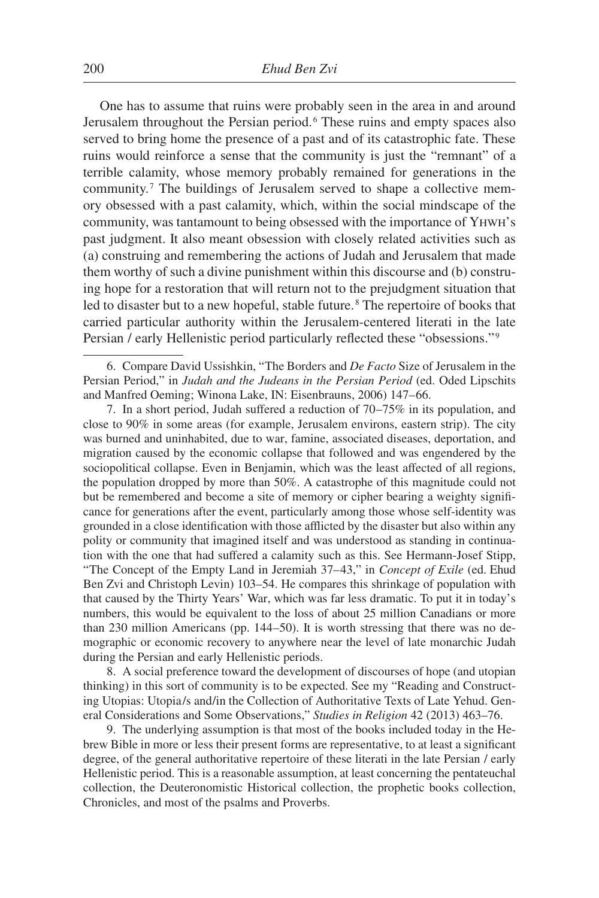One has to assume that ruins were probably seen in the area in and around Jerusalem throughout the Persian period.[6] These ruins and empty spaces also served to bring home the presence of a past and of its catastrophic fate. These ruins would reinforce a sense that the community is just the "remnant" of a terrible calamity, whose memory probably remained for generations in the community.[7] The buildings of Jerusalem served to shape a collective memory obsessed with a past calamity, which, within the social mindscape of the community, was tantamount to being obsessed with the importance of YHWH's past judgment. It also meant obsession with closely related activities such as (a) construing and remembering the actions of Judah and Jerusalem that made them worthy of such a divine punishment within this discourse and (b) construing hope for a restoration that will return not to the prejudgment situation that led to disaster but to a new hopeful, stable future.[8] The repertoire of books that carried particular authority within the Jerusalem-centered literati in the late Persian / early Hellenistic period particularly reflected these "obsessions."[9]

---

6. Compare David Ussishkin, "The Borders and *De Facto* Size of Jerusalem in the Persian Period," in *Judah and the Judeans in the Persian Period* (ed. Oded Lipschits and Manfred Oeming; Winona Lake, IN: Eisenbrauns, 2006) 147–66.

7. In a short period, Judah suffered a reduction of 70–75% in its population, and close to 90% in some areas (for example, Jerusalem environs, eastern strip). The city was burned and uninhabited, due to war, famine, associated diseases, deportation, and migration caused by the economic collapse that followed and was engendered by the sociopolitical collapse. Even in Benjamin, which was the least affected of all regions, the population dropped by more than 50%. A catastrophe of this magnitude could not but be remembered and become a site of memory or cipher bearing a weighty significance for generations after the event, particularly among those whose self-identity was grounded in a close identification with those afflicted by the disaster but also within any polity or community that imagined itself and was understood as standing in continuation with the one that had suffered a calamity such as this. See Hermann-Josef Stipp, "The Concept of the Empty Land in Jeremiah 37–43," in *Concept of Exile* (ed. Ehud Ben Zvi and Christoph Levin) 103–54. He compares this shrinkage of population with that caused by the Thirty Years' War, which was far less dramatic. To put it in today's numbers, this would be equivalent to the loss of about 25 million Canadians or more than 230 million Americans (pp. 144–50). It is worth stressing that there was no demographic or economic recovery to anywhere near the level of late monarchic Judah during the Persian and early Hellenistic periods.

8. A social preference toward the development of discourses of hope (and utopian thinking) in this sort of community is to be expected. See my "Reading and Constructing Utopias: Utopia/s and/in the Collection of Authoritative Texts of Late Yehud. General Considerations and Some Observations," *Studies in Religion* 42 (2013) 463–76.

9. The underlying assumption is that most of the books included today in the Hebrew Bible in more or less their present forms are representative, to at least a significant degree, of the general authoritative repertoire of these literati in the late Persian / early Hellenistic period. This is a reasonable assumption, at least concerning the pentateuchal collection, the Deuteronomistic Historical collection, the prophetic books collection, Chronicles, and most of the psalms and Proverbs.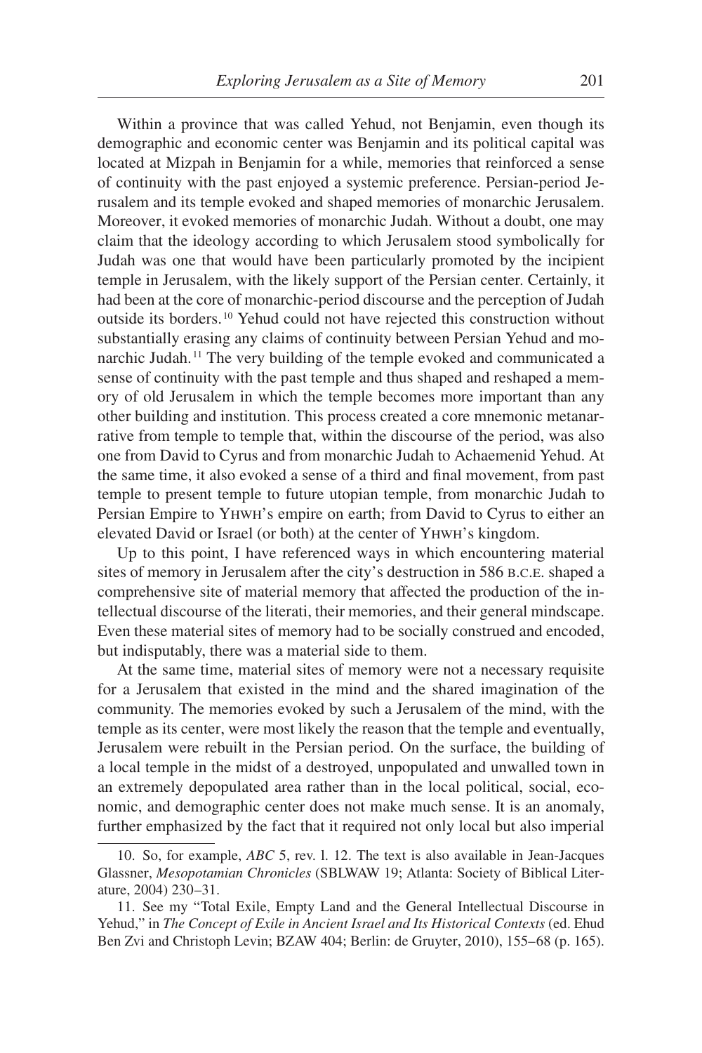Within a province that was called Yehud, not Benjamin, even though its demographic and economic center was Benjamin and its political capital was located at Mizpah in Benjamin for a while, memories that reinforced a sense of continuity with the past enjoyed a systemic preference. Persian-period Jerusalem and its temple evoked and shaped memories of monarchic Jerusalem. Moreover, it evoked memories of monarchic Judah. Without a doubt, one may claim that the ideology according to which Jerusalem stood symbolically for Judah was one that would have been particularly promoted by the incipient temple in Jerusalem, with the likely support of the Persian center. Certainly, it had been at the core of monarchic-period discourse and the perception of Judah outside its borders.[10] Yehud could not have rejected this construction without substantially erasing any claims of continuity between Persian Yehud and monarchic Judah.[11] The very building of the temple evoked and communicated a sense of continuity with the past temple and thus shaped and reshaped a memory of old Jerusalem in which the temple becomes more important than any other building and institution. This process created a core mnemonic metanarrative from temple to temple that, within the discourse of the period, was also one from David to Cyrus and from monarchic Judah to Achaemenid Yehud. At the same time, it also evoked a sense of a third and final movement, from past temple to present temple to future utopian temple, from monarchic Judah to Persian Empire to YHWH's empire on earth; from David to Cyrus to either an elevated David or Israel (or both) at the center of YHWH's kingdom.

Up to this point, I have referenced ways in which encountering material sites of memory in Jerusalem after the city's destruction in 586 B.C.E. shaped a comprehensive site of material memory that affected the production of the intellectual discourse of the literati, their memories, and their general mindscape. Even these material sites of memory had to be socially construed and encoded, but indisputably, there was a material side to them.

At the same time, material sites of memory were not a necessary requisite for a Jerusalem that existed in the mind and the shared imagination of the community. The memories evoked by such a Jerusalem of the mind, with the temple as its center, were most likely the reason that the temple and eventually, Jerusalem were rebuilt in the Persian period. On the surface, the building of a local temple in the midst of a destroyed, unpopulated and unwalled town in an extremely depopulated area rather than in the local political, social, economic, and demographic center does not make much sense. It is an anomaly, further emphasized by the fact that it required not only local but also imperial

---

10. So, for example, *ABC* 5, rev. l. 12. The text is also available in Jean-Jacques Glassner, *Mesopotamian Chronicles* (SBLWAW 19; Atlanta: Society of Biblical Literature, 2004) 230–31.

11. See my "Total Exile, Empty Land and the General Intellectual Discourse in Yehud," in *The Concept of Exile in Ancient Israel and Its Historical Contexts* (ed. Ehud Ben Zvi and Christoph Levin; BZAW 404; Berlin: de Gruyter, 2010), 155–68 (p. 165).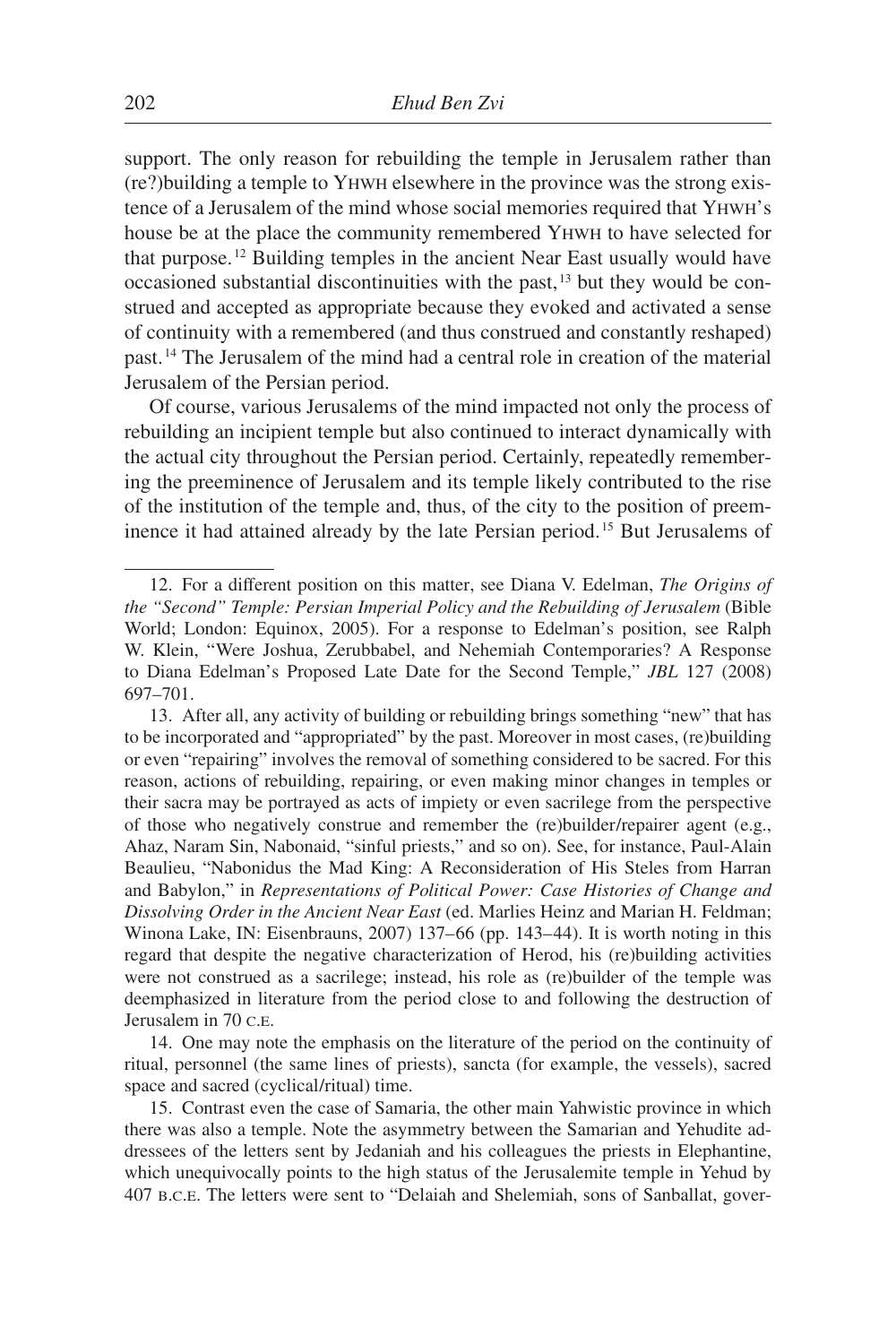support. The only reason for rebuilding the temple in Jerusalem rather than (re?)building a temple to YHWH elsewhere in the province was the strong existence of a Jerusalem of the mind whose social memories required that YHWH's house be at the place the community remembered YHWH to have selected for that purpose.[12] Building temples in the ancient Near East usually would have occasioned substantial discontinuities with the past,[13] but they would be construed and accepted as appropriate because they evoked and activated a sense of continuity with a remembered (and thus construed and constantly reshaped) past.[14] The Jerusalem of the mind had a central role in creation of the material Jerusalem of the Persian period.

Of course, various Jerusalems of the mind impacted not only the process of rebuilding an incipient temple but also continued to interact dynamically with the actual city throughout the Persian period. Certainly, repeatedly remembering the preeminence of Jerusalem and its temple likely contributed to the rise of the institution of the temple and, thus, of the city to the position of preeminence it had attained already by the late Persian period.[15] But Jerusalems of

---

12. For a different position on this matter, see Diana V. Edelman, *The Origins of the "Second" Temple: Persian Imperial Policy and the Rebuilding of Jerusalem* (Bible World; London: Equinox, 2005). For a response to Edelman's position, see Ralph W. Klein, "Were Joshua, Zerubbabel, and Nehemiah Contemporaries? A Response to Diana Edelman's Proposed Late Date for the Second Temple," *JBL* 127 (2008) 697–701.

13. After all, any activity of building or rebuilding brings something "new" that has to be incorporated and "appropriated" by the past. Moreover in most cases, (re)building or even "repairing" involves the removal of something considered to be sacred. For this reason, actions of rebuilding, repairing, or even making minor changes in temples or their sacra may be portrayed as acts of impiety or even sacrilege from the perspective of those who negatively construe and remember the (re)builder/repairer agent (e.g., Ahaz, Naram Sin, Nabonaid, "sinful priests," and so on). See, for instance, Paul-Alain Beaulieu, "Nabonidus the Mad King: A Reconsideration of His Steles from Harran and Babylon," in *Representations of Political Power: Case Histories of Change and Dissolving Order in the Ancient Near East* (ed. Marlies Heinz and Marian H. Feldman; Winona Lake, IN: Eisenbrauns, 2007) 137–66 (pp. 143–44). It is worth noting in this regard that despite the negative characterization of Herod, his (re)building activities were not construed as a sacrilege; instead, his role as (re)builder of the temple was deemphasized in literature from the period close to and following the destruction of Jerusalem in 70 C.E.

14. One may note the emphasis on the literature of the period on the continuity of ritual, personnel (the same lines of priests), sancta (for example, the vessels), sacred space and sacred (cyclical/ritual) time.

15. Contrast even the case of Samaria, the other main Yahwistic province in which there was also a temple. Note the asymmetry between the Samarian and Yehudite addressees of the letters sent by Jedaniah and his colleagues the priests in Elephantine, which unequivocally points to the high status of the Jerusalemite temple in Yehud by 407 B.C.E. The letters were sent to "Delaiah and Shelemiah, sons of Sanballat, gover-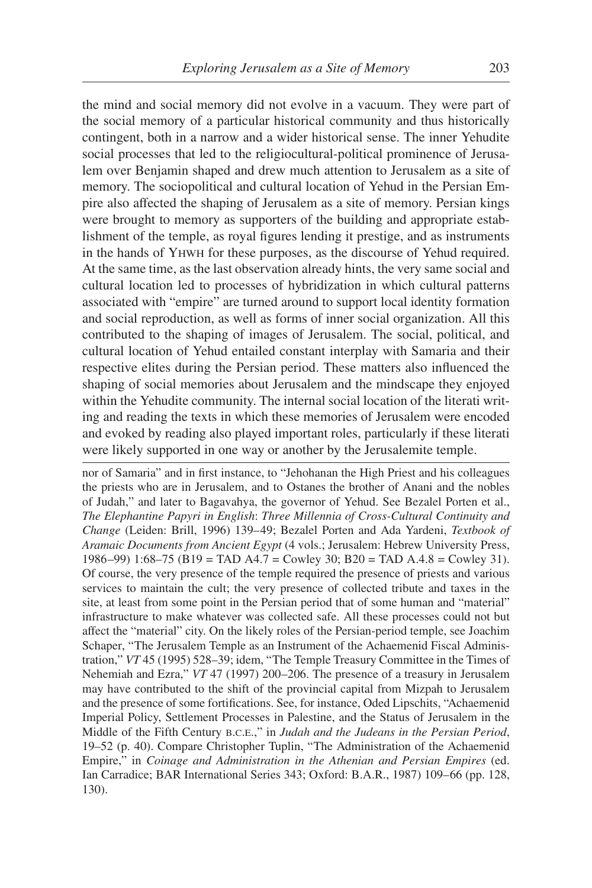the mind and social memory did not evolve in a vacuum. They were part of the social memory of a particular historical community and thus historically contingent, both in a narrow and a wider historical sense. The inner Yehudite social processes that led to the religiocultural-political prominence of Jerusalem over Benjamin shaped and drew much attention to Jerusalem as a site of memory. The sociopolitical and cultural location of Yehud in the Persian Empire also affected the shaping of Jerusalem as a site of memory. Persian kings were brought to memory as supporters of the building and appropriate establishment of the temple, as royal figures lending it prestige, and as instruments in the hands of YHWH for these purposes, as the discourse of Yehud required. At the same time, as the last observation already hints, the very same social and cultural location led to processes of hybridization in which cultural patterns associated with "empire" are turned around to support local identity formation and social reproduction, as well as forms of inner social organization. All this contributed to the shaping of images of Jerusalem. The social, political, and cultural location of Yehud entailed constant interplay with Samaria and their respective elites during the Persian period. These matters also influenced the shaping of social memories about Jerusalem and the mindscape they enjoyed within the Yehudite community. The internal social location of the literati writing and reading the texts in which these memories of Jerusalem were encoded and evoked by reading also played important roles, particularly if these literati were likely supported in one way or another by the Jerusalemite temple.

---

nor of Samaria" and in first instance, to "Jehohanan the High Priest and his colleagues the priests who are in Jerusalem, and to Ostanes the brother of Anani and the nobles of Judah," and later to Bagavahya, the governor of Yehud. See Bezalel Porten et al., *The Elephantine Papyri in English*: *Three Millennia of Cross-Cultural Continuity and Change* (Leiden: Brill, 1996) 139–49; Bezalel Porten and Ada Yardeni, *Textbook of Aramaic Documents from Ancient Egypt* (4 vols.; Jerusalem: Hebrew University Press, 1986–99) 1:68–75 (B19 = TAD A4.7 = Cowley 30; B20 = TAD A.4.8 = Cowley 31). Of course, the very presence of the temple required the presence of priests and various services to maintain the cult; the very presence of collected tribute and taxes in the site, at least from some point in the Persian period that of some human and "material" infrastructure to make whatever was collected safe. All these processes could not but affect the "material" city. On the likely roles of the Persian-period temple, see Joachim Schaper, "The Jerusalem Temple as an Instrument of the Achaemenid Fiscal Administration," *VT* 45 (1995) 528–39; idem, "The Temple Treasury Committee in the Times of Nehemiah and Ezra," *VT* 47 (1997) 200–206. The presence of a treasury in Jerusalem may have contributed to the shift of the provincial capital from Mizpah to Jerusalem and the presence of some fortifications. See, for instance, Oded Lipschits, "Achaemenid Imperial Policy, Settlement Processes in Palestine, and the Status of Jerusalem in the Middle of the Fifth Century B.C.E.," in *Judah and the Judeans in the Persian Period*, 19–52 (p. 40). Compare Christopher Tuplin, "The Administration of the Achaemenid Empire," in *Coinage and Administration in the Athenian and Persian Empires* (ed. Ian Carradice; BAR International Series 343; Oxford: B.A.R., 1987) 109–66 (pp. 128, 130).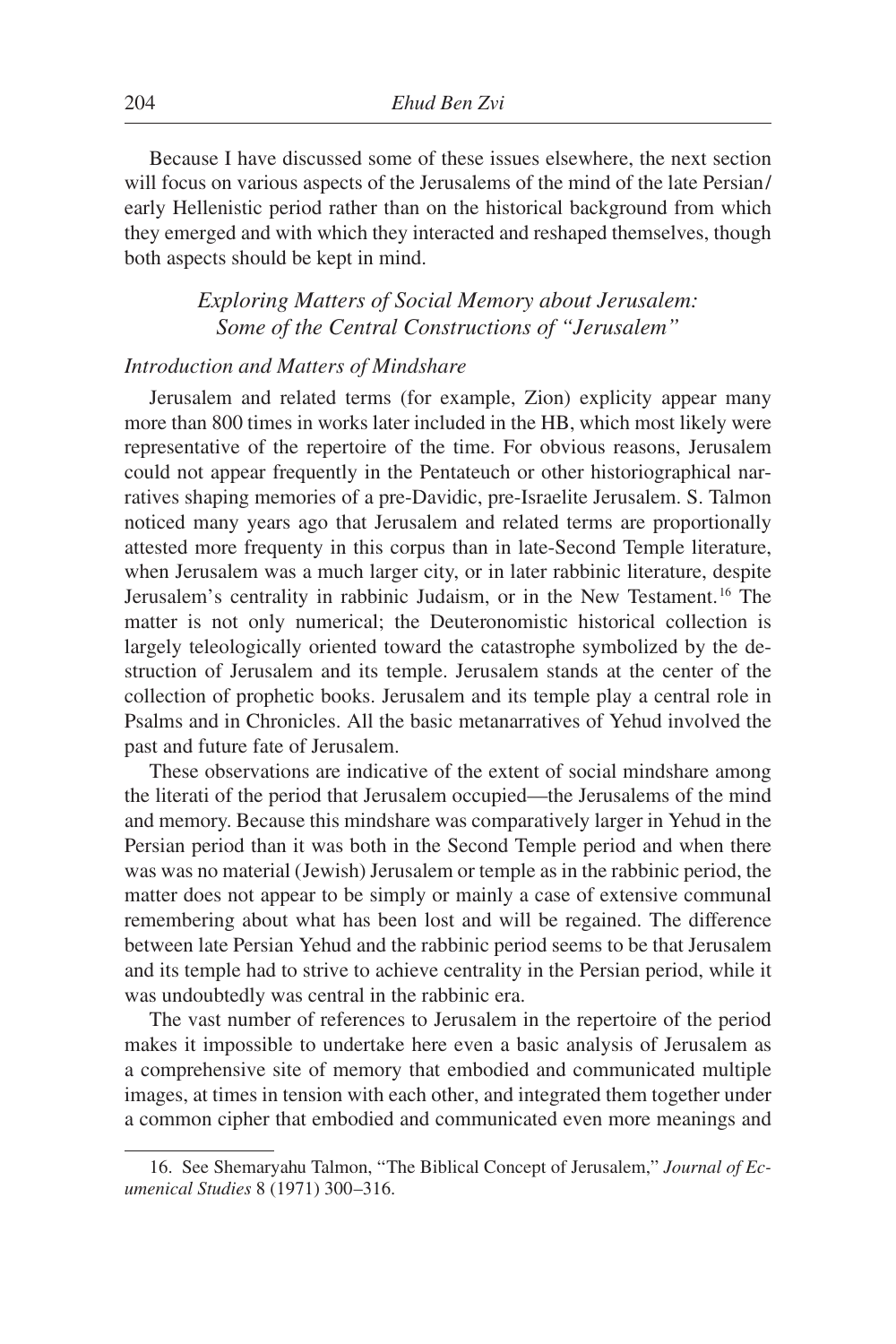Because I have discussed some of these issues elsewhere, the next section will focus on various aspects of the Jerusalems of the mind of the late Persian/ early Hellenistic period rather than on the historical background from which they emerged and with which they interacted and reshaped themselves, though both aspects should be kept in mind.

## *Exploring Matters of Social Memory about Jerusalem: Some of the Central Constructions of "Jerusalem"*

### *Introduction and Matters of Mindshare*

Jerusalem and related terms (for example, Zion) explicity appear many more than 800 times in works later included in the HB, which most likely were representative of the repertoire of the time. For obvious reasons, Jerusalem could not appear frequently in the Pentateuch or other historiographical narratives shaping memories of a pre-Davidic, pre-Israelite Jerusalem. S. Talmon noticed many years ago that Jerusalem and related terms are proportionally attested more frequenty in this corpus than in late-Second Temple literature, when Jerusalem was a much larger city, or in later rabbinic literature, despite Jerusalem's centrality in rabbinic Judaism, or in the New Testament.[16] The matter is not only numerical; the Deuteronomistic historical collection is largely teleologically oriented toward the catastrophe symbolized by the destruction of Jerusalem and its temple. Jerusalem stands at the center of the collection of prophetic books. Jerusalem and its temple play a central role in Psalms and in Chronicles. All the basic metanarratives of Yehud involved the past and future fate of Jerusalem.

These observations are indicative of the extent of social mindshare among the literati of the period that Jerusalem occupied—the Jerusalems of the mind and memory. Because this mindshare was comparatively larger in Yehud in the Persian period than it was both in the Second Temple period and when there was was no material (Jewish) Jerusalem or temple as in the rabbinic period, the matter does not appear to be simply or mainly a case of extensive communal remembering about what has been lost and will be regained. The difference between late Persian Yehud and the rabbinic period seems to be that Jerusalem and its temple had to strive to achieve centrality in the Persian period, while it was undoubtedly was central in the rabbinic era.

The vast number of references to Jerusalem in the repertoire of the period makes it impossible to undertake here even a basic analysis of Jerusalem as a comprehensive site of memory that embodied and communicated multiple images, at times in tension with each other, and integrated them together under a common cipher that embodied and communicated even more meanings and

---

16. See Shemaryahu Talmon, "The Biblical Concept of Jerusalem," *Journal of Ecumenical Studies* 8 (1971) 300–316.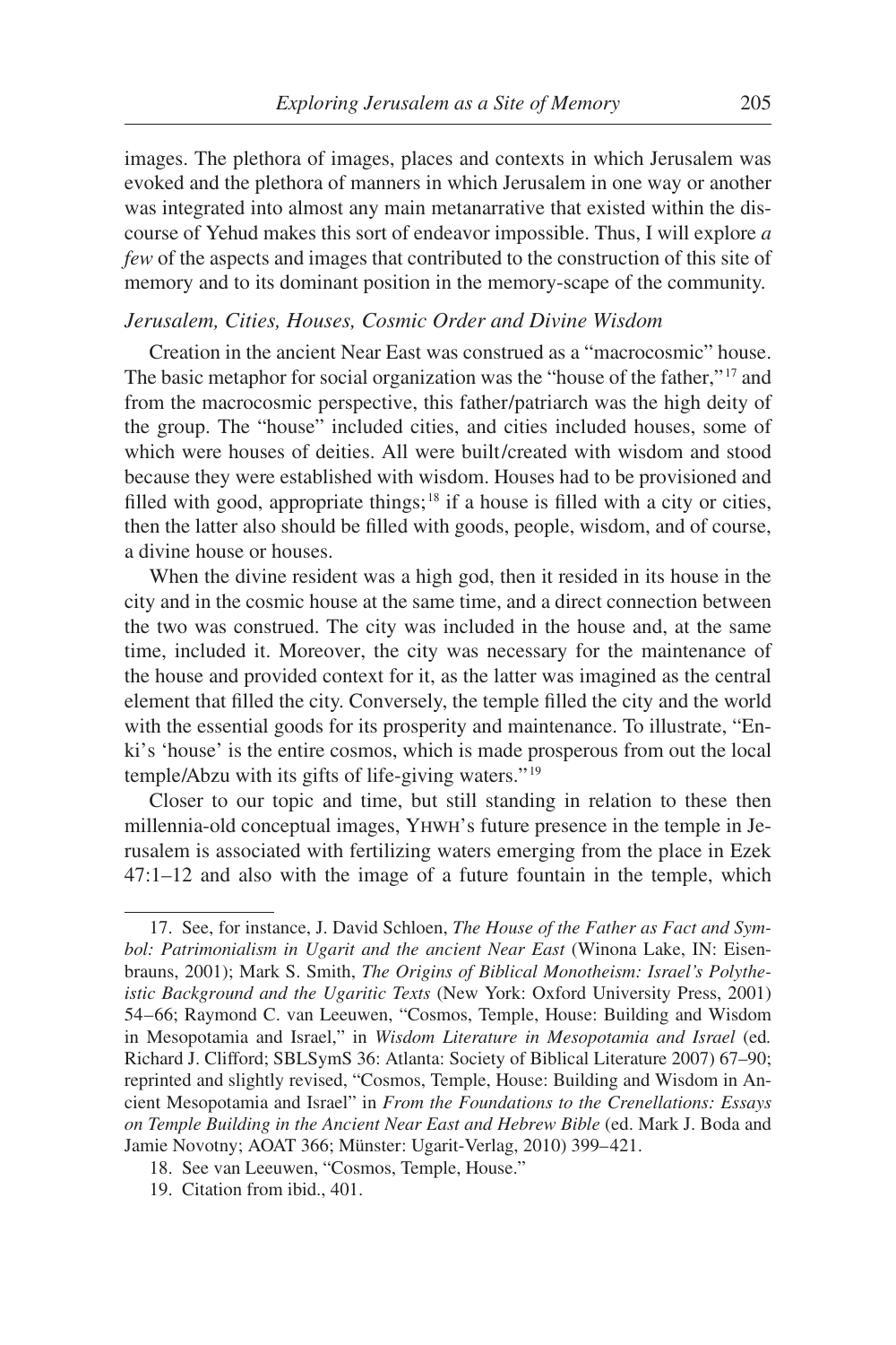images. The plethora of images, places and contexts in which Jerusalem was evoked and the plethora of manners in which Jerusalem in one way or another was integrated into almost any main metanarrative that existed within the discourse of Yehud makes this sort of endeavor impossible. Thus, I will explore *a few* of the aspects and images that contributed to the construction of this site of memory and to its dominant position in the memory-scape of the community.

### *Jerusalem, Cities, Houses, Cosmic Order and Divine Wisdom*

Creation in the ancient Near East was construed as a "macrocosmic" house. The basic metaphor for social organization was the "house of the father,"[17] and from the macrocosmic perspective, this father/patriarch was the high deity of the group. The "house" included cities, and cities included houses, some of which were houses of deities. All were built/created with wisdom and stood because they were established with wisdom. Houses had to be provisioned and filled with good, appropriate things;[18] if a house is filled with a city or cities, then the latter also should be filled with goods, people, wisdom, and of course, a divine house or houses.

When the divine resident was a high god, then it resided in its house in the city and in the cosmic house at the same time, and a direct connection between the two was construed. The city was included in the house and, at the same time, included it. Moreover, the city was necessary for the maintenance of the house and provided context for it, as the latter was imagined as the central element that filled the city. Conversely, the temple filled the city and the world with the essential goods for its prosperity and maintenance. To illustrate, "Enki's 'house' is the entire cosmos, which is made prosperous from out the local temple/Abzu with its gifts of life-giving waters."[19]

Closer to our topic and time, but still standing in relation to these then millennia-old conceptual images, YHWH's future presence in the temple in Jerusalem is associated with fertilizing waters emerging from the place in Ezek 47:1–12 and also with the image of a future fountain in the temple, which

---

17. See, for instance, J. David Schloen, *The House of the Father as Fact and Symbol: Patrimonialism in Ugarit and the ancient Near East* (Winona Lake, IN: Eisenbrauns, 2001); Mark S. Smith, *The Origins of Biblical Monotheism: Israel's Polytheistic Background and the Ugaritic Texts* (New York: Oxford University Press, 2001) 54–66; Raymond C. van Leeuwen, "Cosmos, Temple, House: Building and Wisdom in Mesopotamia and Israel," in *Wisdom Literature in Mesopotamia and Israel* (ed. Richard J. Clifford; SBLSymS 36: Atlanta: Society of Biblical Literature 2007) 67–90; reprinted and slightly revised, "Cosmos, Temple, House: Building and Wisdom in Ancient Mesopotamia and Israel" in *From the Foundations to the Crenellations: Essays on Temple Building in the Ancient Near East and Hebrew Bible* (ed. Mark J. Boda and Jamie Novotny; AOAT 366; Münster: Ugarit-Verlag, 2010) 399–421.

18. See van Leeuwen, "Cosmos, Temple, House."

19. Citation from ibid., 401.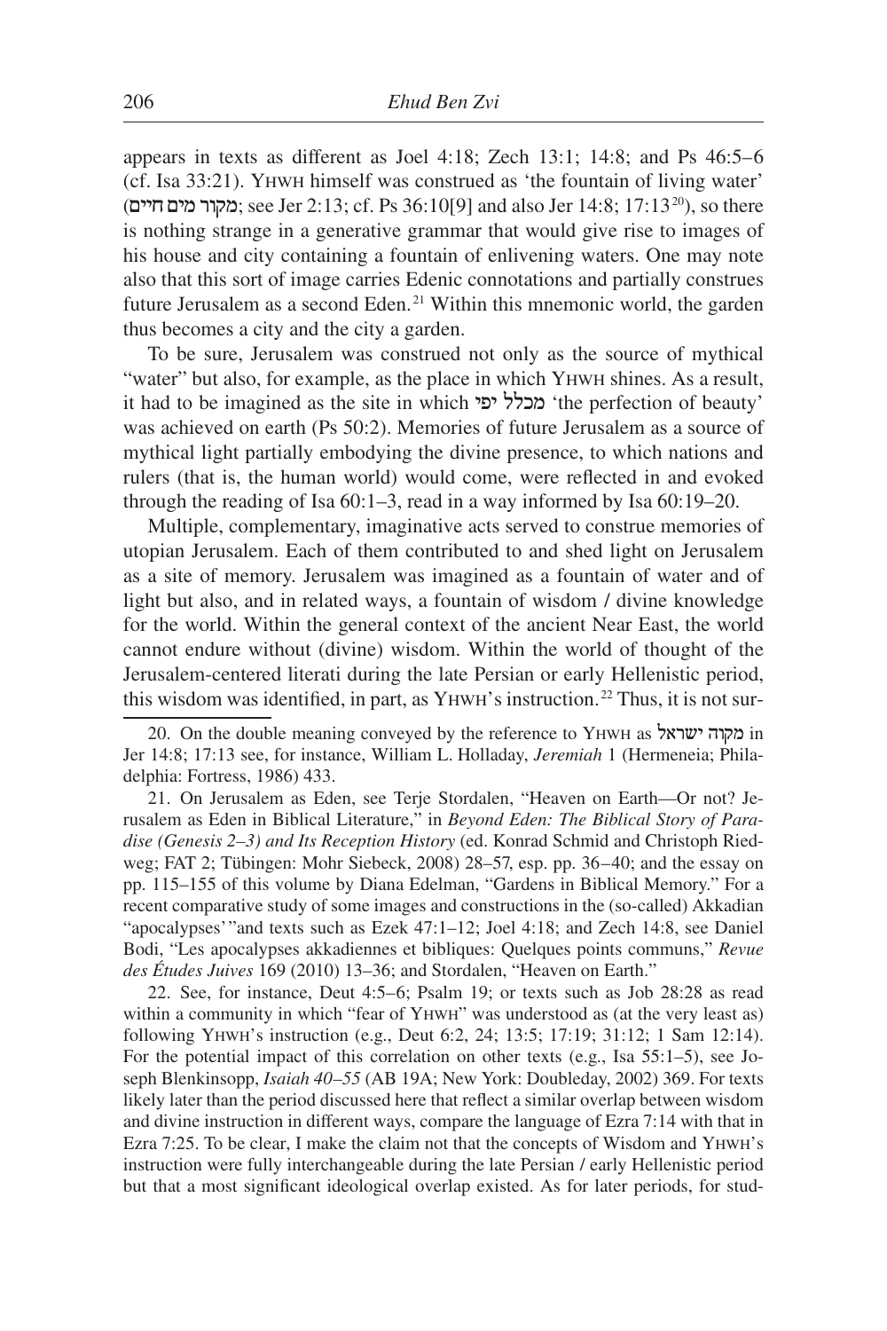appears in texts as different as Joel 4:18; Zech 13:1; 14:8; and Ps 46:5–6 (cf. Isa 33:21). YHWH himself was construed as 'the fountain of living water' (מקור מים חיים; see Jer 2:13; cf. Ps 36:10[9] and also Jer 14:8; 17:13[20]), so there is nothing strange in a generative grammar that would give rise to images of his house and city containing a fountain of enlivening waters. One may note also that this sort of image carries Edenic connotations and partially construes future Jerusalem as a second Eden.[21] Within this mnemonic world, the garden thus becomes a city and the city a garden.

To be sure, Jerusalem was construed not only as the source of mythical "water" but also, for example, as the place in which YHWH shines. As a result, it had to be imagined as the site in which מכלל יפי 'the perfection of beauty' was achieved on earth (Ps 50:2). Memories of future Jerusalem as a source of mythical light partially embodying the divine presence, to which nations and rulers (that is, the human world) would come, were reflected in and evoked through the reading of Isa 60:1–3, read in a way informed by Isa 60:19–20.

Multiple, complementary, imaginative acts served to construe memories of utopian Jerusalem. Each of them contributed to and shed light on Jerusalem as a site of memory. Jerusalem was imagined as a fountain of water and of light but also, and in related ways, a fountain of wisdom / divine knowledge for the world. Within the general context of the ancient Near East, the world cannot endure without (divine) wisdom. Within the world of thought of the Jerusalem-centered literati during the late Persian or early Hellenistic period, this wisdom was identified, in part, as YHWH's instruction.[22] Thus, it is not sur-

20. On the double meaning conveyed by the reference to YHWH as מקוה ישראל in Jer 14:8; 17:13 see, for instance, William L. Holladay, *Jeremiah* 1 (Hermeneia; Philadelphia: Fortress, 1986) 433.

21. On Jerusalem as Eden, see Terje Stordalen, "Heaven on Earth—Or not? Jerusalem as Eden in Biblical Literature," in *Beyond Eden: The Biblical Story of Paradise (Genesis 2–3) and Its Reception History* (ed. Konrad Schmid and Christoph Riedweg; FAT 2; Tübingen: Mohr Siebeck, 2008) 28–57, esp. pp. 36–40; and the essay on pp. 115–155 of this volume by Diana Edelman, "Gardens in Biblical Memory." For a recent comparative study of some images and constructions in the (so-called) Akkadian "apocalypses'"and texts such as Ezek 47:1–12; Joel 4:18; and Zech 14:8, see Daniel Bodi, "Les apocalypses akkadiennes et bibliques: Quelques points communs," *Revue des Études Juives* 169 (2010) 13–36; and Stordalen, "Heaven on Earth."

22. See, for instance, Deut 4:5–6; Psalm 19; or texts such as Job 28:28 as read within a community in which "fear of YHWH" was understood as (at the very least as) following YHWH's instruction (e.g., Deut 6:2, 24; 13:5; 17:19; 31:12; 1 Sam 12:14). For the potential impact of this correlation on other texts (e.g., Isa 55:1–5), see Joseph Blenkinsopp, *Isaiah 40–55* (AB 19A; New York: Doubleday, 2002) 369. For texts likely later than the period discussed here that reflect a similar overlap between wisdom and divine instruction in different ways, compare the language of Ezra 7:14 with that in Ezra 7:25. To be clear, I make the claim not that the concepts of Wisdom and YHWH's instruction were fully interchangeable during the late Persian / early Hellenistic period but that a most significant ideological overlap existed. As for later periods, for stud-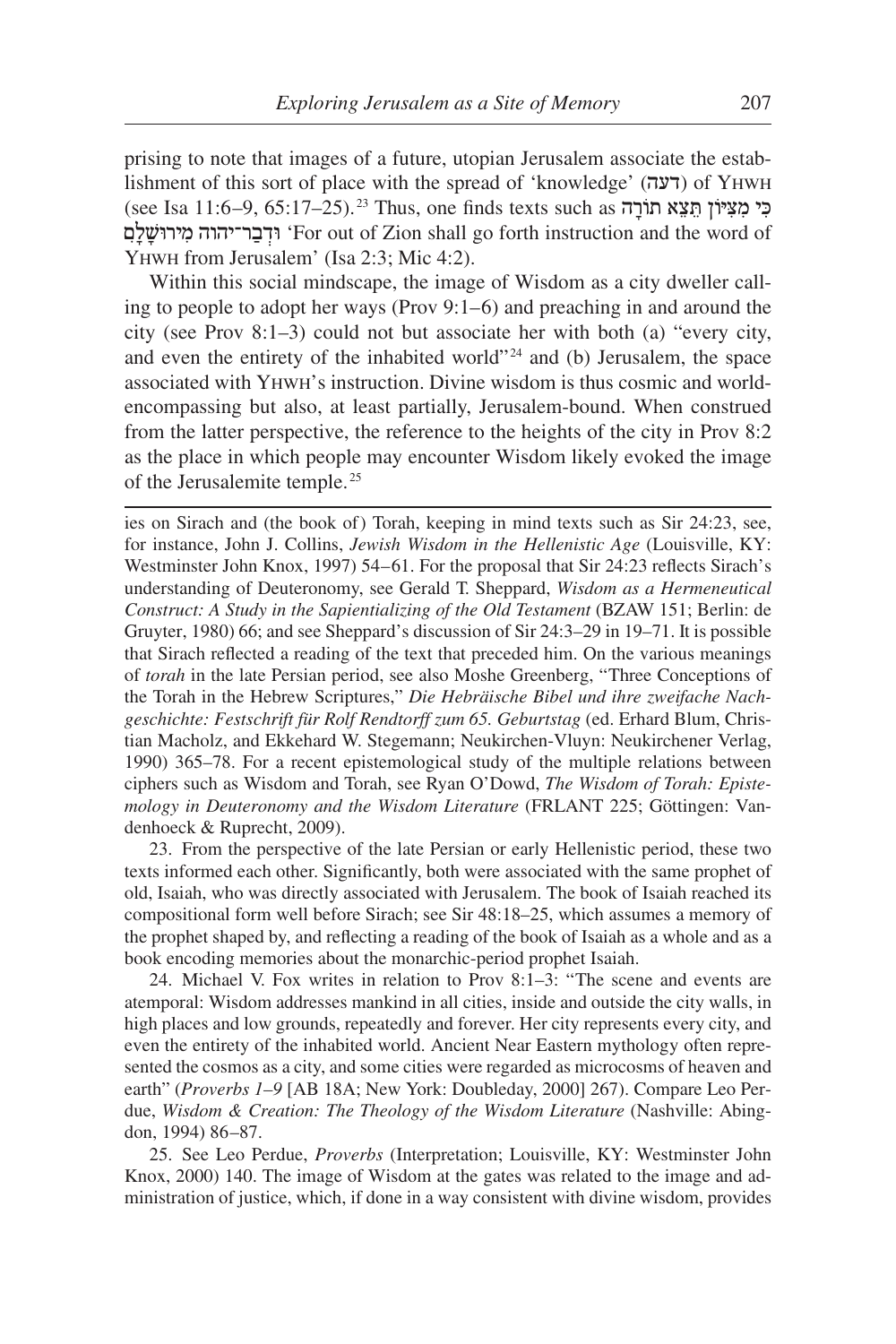prising to note that images of a future, utopian Jerusalem associate the establishment of this sort of place with the spread of 'knowledge' (דעה) of YHWH (see Isa 11:6–9, 65:17–25).[23] Thus, one finds texts such as כִּי מִצִּיּוֹן תֵּצֵא תוֹרָה וּדְבַר־יהוה מִירוּשָׁלָם 'For out of Zion shall go forth instruction and the word of YHWH from Jerusalem' (Isa 2:3; Mic 4:2).

Within this social mindscape, the image of Wisdom as a city dweller calling to people to adopt her ways (Prov 9:1–6) and preaching in and around the city (see Prov 8:1–3) could not but associate her with both (a) "every city, and even the entirety of the inhabited world"[24] and (b) Jerusalem, the space associated with YHWH's instruction. Divine wisdom is thus cosmic and world-encompassing but also, at least partially, Jerusalem-bound. When construed from the latter perspective, the reference to the heights of the city in Prov 8:2 as the place in which people may encounter Wisdom likely evoked the image of the Jerusalemite temple.[25]

---

ies on Sirach and (the book of) Torah, keeping in mind texts such as Sir 24:23, see, for instance, John J. Collins, *Jewish Wisdom in the Hellenistic Age* (Louisville, KY: Westminster John Knox, 1997) 54–61. For the proposal that Sir 24:23 reflects Sirach's understanding of Deuteronomy, see Gerald T. Sheppard, *Wisdom as a Hermeneutical Construct: A Study in the Sapientializing of the Old Testament* (BZAW 151; Berlin: de Gruyter, 1980) 66; and see Sheppard's discussion of Sir 24:3–29 in 19–71. It is possible that Sirach reflected a reading of the text that preceded him. On the various meanings of *torah* in the late Persian period, see also Moshe Greenberg, "Three Conceptions of the Torah in the Hebrew Scriptures," *Die Hebräische Bibel und ihre zweifache Nachgeschichte: Festschrift für Rolf Rendtorff zum 65. Geburtstag* (ed. Erhard Blum, Christian Macholz, and Ekkehard W. Stegemann; Neukirchen-Vluyn: Neukirchener Verlag, 1990) 365–78. For a recent epistemological study of the multiple relations between ciphers such as Wisdom and Torah, see Ryan O'Dowd, *The Wisdom of Torah: Epistemology in Deuteronomy and the Wisdom Literature* (FRLANT 225; Göttingen: Vandenhoeck & Ruprecht, 2009).

23. From the perspective of the late Persian or early Hellenistic period, these two texts informed each other. Significantly, both were associated with the same prophet of old, Isaiah, who was directly associated with Jerusalem. The book of Isaiah reached its compositional form well before Sirach; see Sir 48:18–25, which assumes a memory of the prophet shaped by, and reflecting a reading of the book of Isaiah as a whole and as a book encoding memories about the monarchic-period prophet Isaiah.

24. Michael V. Fox writes in relation to Prov 8:1–3: "The scene and events are atemporal: Wisdom addresses mankind in all cities, inside and outside the city walls, in high places and low grounds, repeatedly and forever. Her city represents every city, and even the entirety of the inhabited world. Ancient Near Eastern mythology often represented the cosmos as a city, and some cities were regarded as microcosms of heaven and earth" (*Proverbs 1–9* [AB 18A; New York: Doubleday, 2000] 267). Compare Leo Perdue, *Wisdom & Creation: The Theology of the Wisdom Literature* (Nashville: Abingdon, 1994) 86–87.

25. See Leo Perdue, *Proverbs* (Interpretation; Louisville, KY: Westminster John Knox, 2000) 140. The image of Wisdom at the gates was related to the image and administration of justice, which, if done in a way consistent with divine wisdom, provides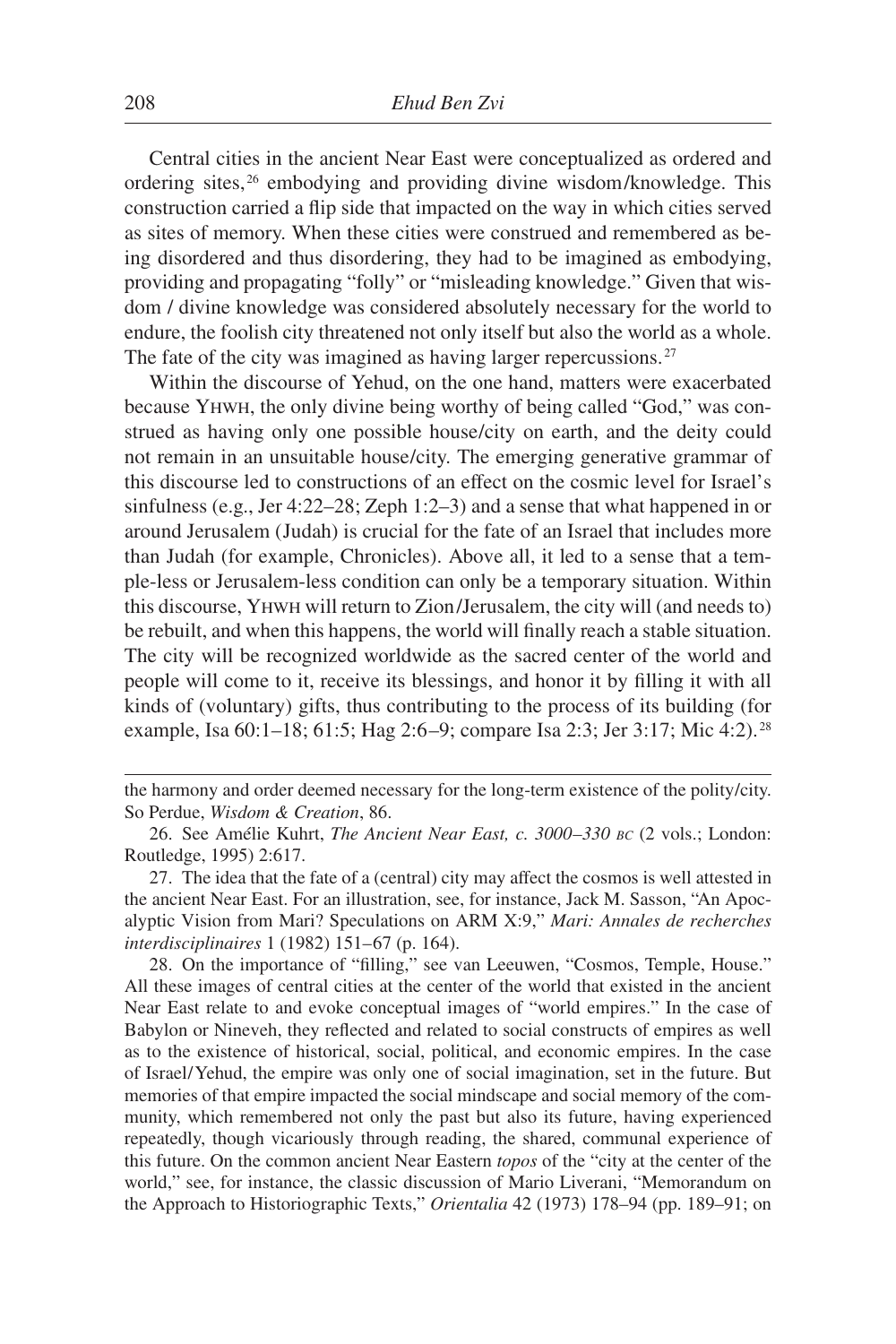Central cities in the ancient Near East were conceptualized as ordered and ordering sites,[26] embodying and providing divine wisdom/knowledge. This construction carried a flip side that impacted on the way in which cities served as sites of memory. When these cities were construed and remembered as being disordered and thus disordering, they had to be imagined as embodying, providing and propagating "folly" or "misleading knowledge." Given that wisdom / divine knowledge was considered absolutely necessary for the world to endure, the foolish city threatened not only itself but also the world as a whole. The fate of the city was imagined as having larger repercussions.[27]

Within the discourse of Yehud, on the one hand, matters were exacerbated because YHWH, the only divine being worthy of being called "God," was construed as having only one possible house/city on earth, and the deity could not remain in an unsuitable house/city. The emerging generative grammar of this discourse led to constructions of an effect on the cosmic level for Israel's sinfulness (e.g., Jer 4:22–28; Zeph 1:2–3) and a sense that what happened in or around Jerusalem (Judah) is crucial for the fate of an Israel that includes more than Judah (for example, Chronicles). Above all, it led to a sense that a temple-less or Jerusalem-less condition can only be a temporary situation. Within this discourse, YHWH will return to Zion/Jerusalem, the city will (and needs to) be rebuilt, and when this happens, the world will finally reach a stable situation. The city will be recognized worldwide as the sacred center of the world and people will come to it, receive its blessings, and honor it by filling it with all kinds of (voluntary) gifts, thus contributing to the process of its building (for example, Isa 60:1–18; 61:5; Hag 2:6–9; compare Isa 2:3; Jer 3:17; Mic 4:2).[28]

---

the harmony and order deemed necessary for the long-term existence of the polity/city. So Perdue, *Wisdom & Creation*, 86.

26. See Amélie Kuhrt, *The Ancient Near East, c. 3000–330 BC* (2 vols.; London: Routledge, 1995) 2:617.

27. The idea that the fate of a (central) city may affect the cosmos is well attested in the ancient Near East. For an illustration, see, for instance, Jack M. Sasson, "An Apocalyptic Vision from Mari? Speculations on ARM X:9," *Mari: Annales de recherches interdisciplinaires* 1 (1982) 151–67 (p. 164).

28. On the importance of "filling," see van Leeuwen, "Cosmos, Temple, House." All these images of central cities at the center of the world that existed in the ancient Near East relate to and evoke conceptual images of "world empires." In the case of Babylon or Nineveh, they reflected and related to social constructs of empires as well as to the existence of historical, social, political, and economic empires. In the case of Israel/Yehud, the empire was only one of social imagination, set in the future. But memories of that empire impacted the social mindscape and social memory of the community, which remembered not only the past but also its future, having experienced repeatedly, though vicariously through reading, the shared, communal experience of this future. On the common ancient Near Eastern *topos* of the "city at the center of the world," see, for instance, the classic discussion of Mario Liverani, "Memorandum on the Approach to Historiographic Texts," *Orientalia* 42 (1973) 178–94 (pp. 189–91; on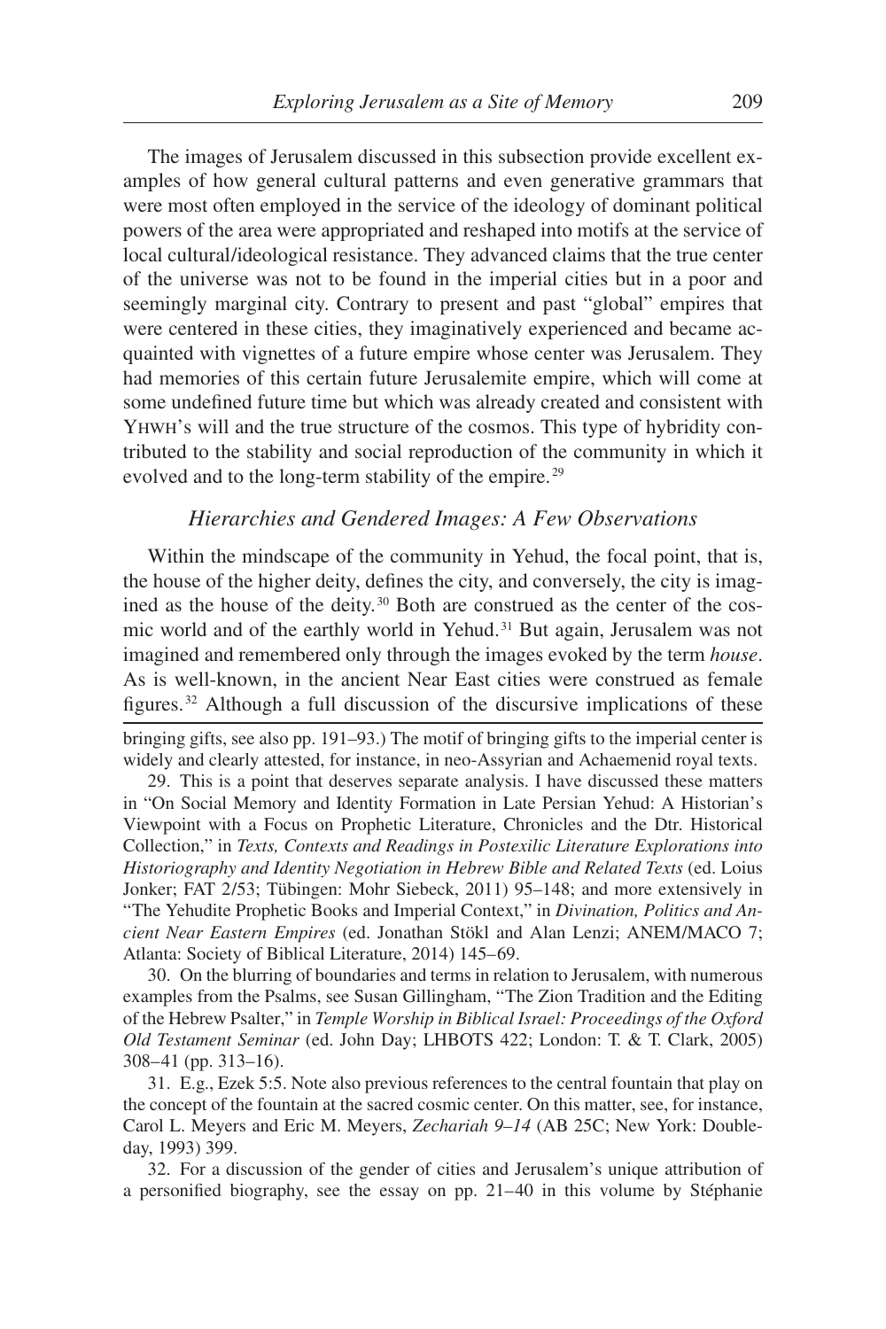The images of Jerusalem discussed in this subsection provide excellent examples of how general cultural patterns and even generative grammars that were most often employed in the service of the ideology of dominant political powers of the area were appropriated and reshaped into motifs at the service of local cultural/ideological resistance. They advanced claims that the true center of the universe was not to be found in the imperial cities but in a poor and seemingly marginal city. Contrary to present and past "global" empires that were centered in these cities, they imaginatively experienced and became acquainted with vignettes of a future empire whose center was Jerusalem. They had memories of this certain future Jerusalemite empire, which will come at some undefined future time but which was already created and consistent with YHWH's will and the true structure of the cosmos. This type of hybridity contributed to the stability and social reproduction of the community in which it evolved and to the long-term stability of the empire.[29]

### *Hierarchies and Gendered Images: A Few Observations*

Within the mindscape of the community in Yehud, the focal point, that is, the house of the higher deity, defines the city, and conversely, the city is imagined as the house of the deity.[30] Both are construed as the center of the cosmic world and of the earthly world in Yehud.[31] But again, Jerusalem was not imagined and remembered only through the images evoked by the term *house*. As is well-known, in the ancient Near East cities were construed as female figures.[32] Although a full discussion of the discursive implications of these

bringing gifts, see also pp. 191–93.) The motif of bringing gifts to the imperial center is widely and clearly attested, for instance, in neo-Assyrian and Achaemenid royal texts.

29. This is a point that deserves separate analysis. I have discussed these matters in "On Social Memory and Identity Formation in Late Persian Yehud: A Historian's Viewpoint with a Focus on Prophetic Literature, Chronicles and the Dtr. Historical Collection," in *Texts, Contexts and Readings in Postexilic Literature Explorations into Historiography and Identity Negotiation in Hebrew Bible and Related Texts* (ed. Loius Jonker; FAT 2/53; Tübingen: Mohr Siebeck, 2011) 95–148; and more extensively in "The Yehudite Prophetic Books and Imperial Context," in *Divination, Politics and Ancient Near Eastern Empires* (ed. Jonathan Stökl and Alan Lenzi; ANEM/MACO 7; Atlanta: Society of Biblical Literature, 2014) 145–69.

30. On the blurring of boundaries and terms in relation to Jerusalem, with numerous examples from the Psalms, see Susan Gillingham, "The Zion Tradition and the Editing of the Hebrew Psalter," in *Temple Worship in Biblical Israel: Proceedings of the Oxford Old Testament Seminar* (ed. John Day; LHBOTS 422; London: T. & T. Clark, 2005) 308–41 (pp. 313–16).

31. E.g., Ezek 5:5. Note also previous references to the central fountain that play on the concept of the fountain at the sacred cosmic center. On this matter, see, for instance, Carol L. Meyers and Eric M. Meyers, *Zechariah 9–14* (AB 25C; New York: Doubleday, 1993) 399.

32. For a discussion of the gender of cities and Jerusalem's unique attribution of a personified biography, see the essay on pp. 21–40 in this volume by Stéphanie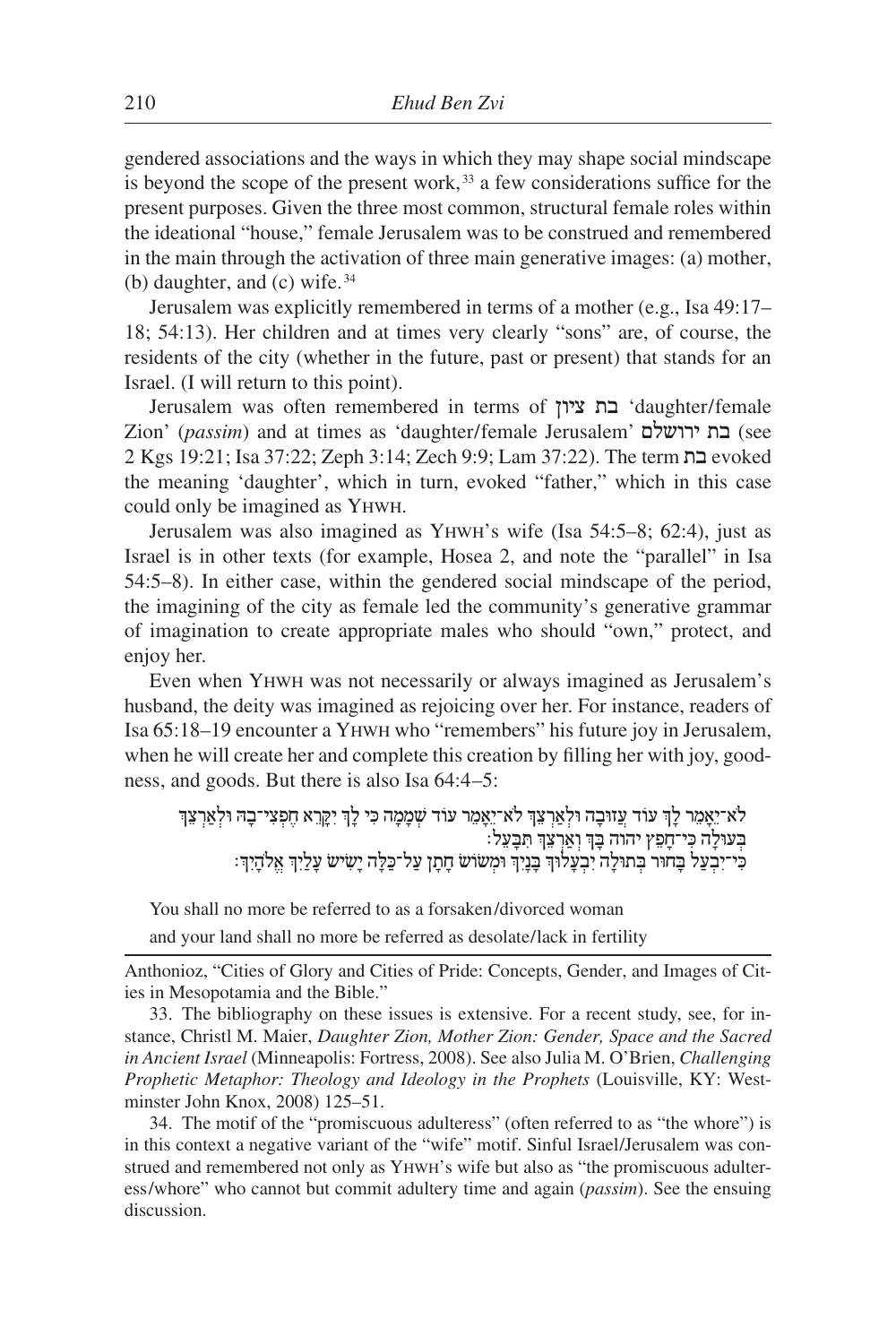gendered associations and the ways in which they may shape social mindscape is beyond the scope of the present work,[33] a few considerations suffice for the present purposes. Given the three most common, structural female roles within the ideational "house," female Jerusalem was to be construed and remembered in the main through the activation of three main generative images: (a) mother, (b) daughter, and (c) wife.[34]

Jerusalem was explicitly remembered in terms of a mother (e.g., Isa 49:17–18; 54:13). Her children and at times very clearly "sons" are, of course, the residents of the city (whether in the future, past or present) that stands for an Israel. (I will return to this point).

Jerusalem was often remembered in terms of בת ציון 'daughter/female Zion' (*passim*) and at times as 'daughter/female Jerusalem' בת ירושלם (see 2 Kgs 19:21; Isa 37:22; Zeph 3:14; Zech 9:9; Lam 37:22). The term בת evoked the meaning 'daughter', which in turn, evoked "father," which in this case could only be imagined as YHWH.

Jerusalem was also imagined as YHWH's wife (Isa 54:5–8; 62:4), just as Israel is in other texts (for example, Hosea 2, and note the "parallel" in Isa 54:5–8). In either case, within the gendered social mindscape of the period, the imagining of the city as female led the community's generative grammar of imagination to create appropriate males who should "own," protect, and enjoy her.

Even when YHWH was not necessarily or always imagined as Jerusalem's husband, the deity was imagined as rejoicing over her. For instance, readers of Isa 65:18–19 encounter a YHWH who "remembers" his future joy in Jerusalem, when he will create her and complete this creation by filling her with joy, goodness, and goods. But there is also Isa 64:4–5:

> לֹא־יֵאָמֵר לָךְ עוֹד עֲזוּבָה וּלְאַרְצֵךְ לֹא־יֵאָמֵר עוֹד שְׁמָמָה כִּי לָךְ יִקָּרֵא חֶפְצִי־בָהּ וּלְאַרְצֵךְ בְּעוּלָה כִּי־חָפֵץ יהוה בָּךְ וְאַרְצֵךְ תִּבָּעֵל׃
> כִּי־יִבְעַל בָּחוּר בְּתוּלָה יִבְעָלוּךְ בָּנָיִךְ וּמְשׂוֹשׂ חָתָן עַל־כַּלָּה יָשִׂישׂ עָלַיִךְ אֱלֹהָיִךְ׃

> You shall no more be referred to as a forsaken/divorced woman
> and your land shall no more be referred as desolate/lack in fertility

---

Anthonioz, "Cities of Glory and Cities of Pride: Concepts, Gender, and Images of Cities in Mesopotamia and the Bible."

33. The bibliography on these issues is extensive. For a recent study, see, for instance, Christl M. Maier, *Daughter Zion, Mother Zion: Gender, Space and the Sacred in Ancient Israel* (Minneapolis: Fortress, 2008). See also Julia M. O'Brien, *Challenging Prophetic Metaphor: Theology and Ideology in the Prophets* (Louisville, KY: Westminster John Knox, 2008) 125–51.

34. The motif of the "promiscuous adulteress" (often referred to as "the whore") is in this context a negative variant of the "wife" motif. Sinful Israel/Jerusalem was construed and remembered not only as YHWH's wife but also as "the promiscuous adulteress/whore" who cannot but commit adultery time and again (*passim*). See the ensuing discussion.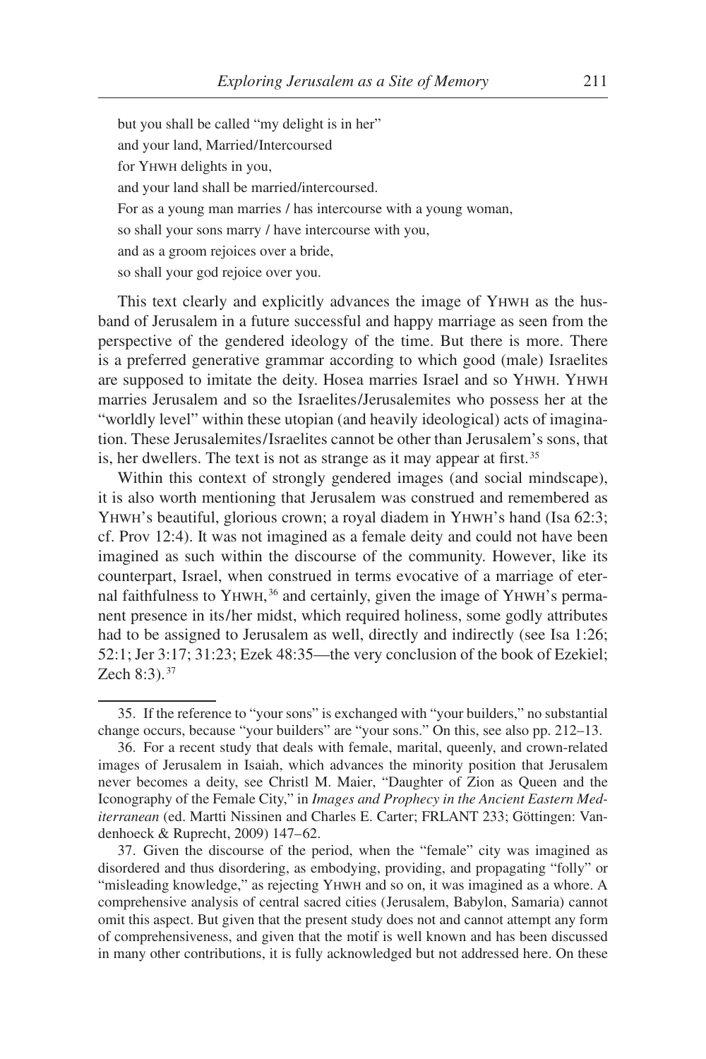but you shall be called "my delight is in her"
and your land, Married/Intercoursed
for YHWH delights in you,
and your land shall be married/intercoursed.
For as a young man marries / has intercourse with a young woman,
so shall your sons marry / have intercourse with you,
and as a groom rejoices over a bride,
so shall your god rejoice over you.

This text clearly and explicitly advances the image of YHWH as the husband of Jerusalem in a future successful and happy marriage as seen from the perspective of the gendered ideology of the time. But there is more. There is a preferred generative grammar according to which good (male) Israelites are supposed to imitate the deity. Hosea marries Israel and so YHWH. YHWH marries Jerusalem and so the Israelites/Jerusalemites who possess her at the "worldly level" within these utopian (and heavily ideological) acts of imagination. These Jerusalemites/Israelites cannot be other than Jerusalem's sons, that is, her dwellers. The text is not as strange as it may appear at first.[35]

Within this context of strongly gendered images (and social mindscape), it is also worth mentioning that Jerusalem was construed and remembered as YHWH's beautiful, glorious crown; a royal diadem in YHWH's hand (Isa 62:3; cf. Prov 12:4). It was not imagined as a female deity and could not have been imagined as such within the discourse of the community. However, like its counterpart, Israel, when construed in terms evocative of a marriage of eternal faithfulness to YHWH,[36] and certainly, given the image of YHWH's permanent presence in its/her midst, which required holiness, some godly attributes had to be assigned to Jerusalem as well, directly and indirectly (see Isa 1:26; 52:1; Jer 3:17; 31:23; Ezek 48:35—the very conclusion of the book of Ezekiel; Zech 8:3).[37]

---

35. If the reference to "your sons" is exchanged with "your builders," no substantial change occurs, because "your builders" are "your sons." On this, see also pp. 212–13.

36. For a recent study that deals with female, marital, queenly, and crown-related images of Jerusalem in Isaiah, which advances the minority position that Jerusalem never becomes a deity, see Christl M. Maier, "Daughter of Zion as Queen and the Iconography of the Female City," in *Images and Prophecy in the Ancient Eastern Mediterranean* (ed. Martti Nissinen and Charles E. Carter; FRLANT 233; Göttingen: Vandenhoeck & Ruprecht, 2009) 147–62.

37. Given the discourse of the period, when the "female" city was imagined as disordered and thus disordering, as embodying, providing, and propagating "folly" or "misleading knowledge," as rejecting YHWH and so on, it was imagined as a whore. A comprehensive analysis of central sacred cities (Jerusalem, Babylon, Samaria) cannot omit this aspect. But given that the present study does not and cannot attempt any form of comprehensiveness, and given that the motif is well known and has been discussed in many other contributions, it is fully acknowledged but not addressed here. On these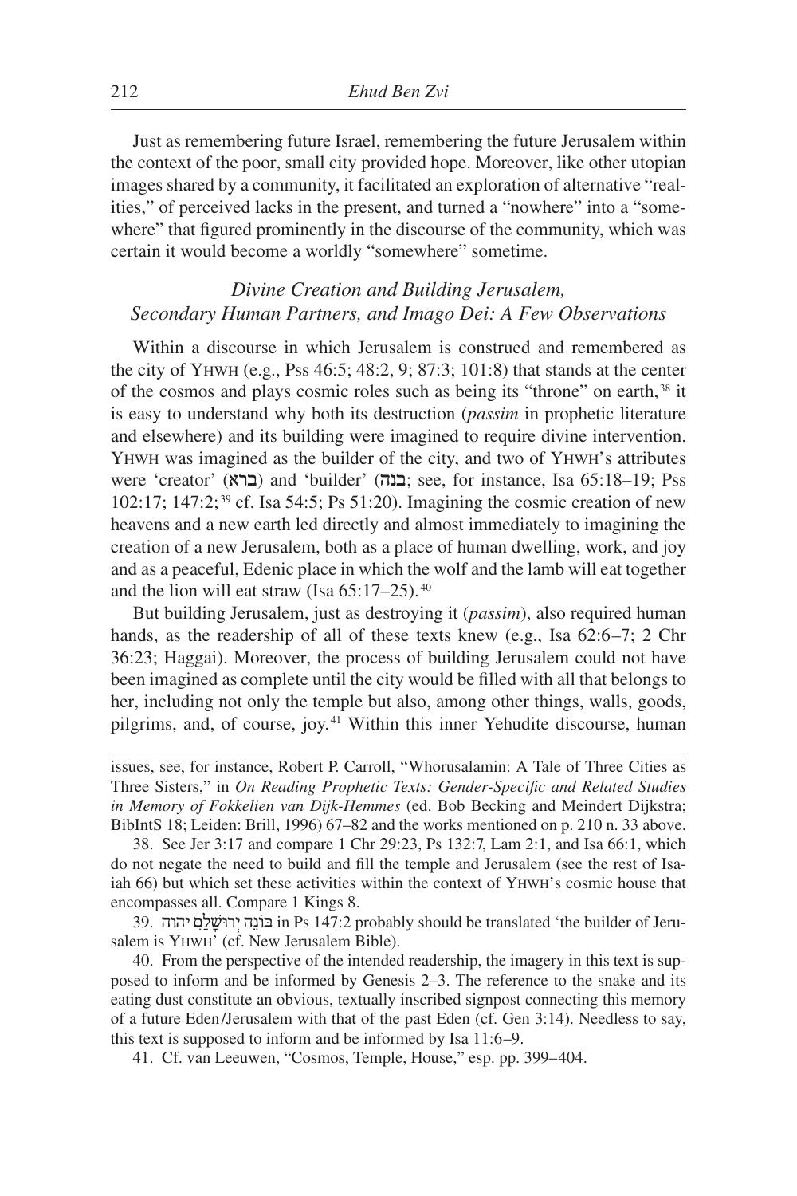Just as remembering future Israel, remembering the future Jerusalem within the context of the poor, small city provided hope. Moreover, like other utopian images shared by a community, it facilitated an exploration of alternative "realities," of perceived lacks in the present, and turned a "nowhere" into a "somewhere" that figured prominently in the discourse of the community, which was certain it would become a worldly "somewhere" sometime.

### *Divine Creation and Building Jerusalem, Secondary Human Partners, and Imago Dei: A Few Observations*

Within a discourse in which Jerusalem is construed and remembered as the city of YHWH (e.g., Pss 46:5; 48:2, 9; 87:3; 101:8) that stands at the center of the cosmos and plays cosmic roles such as being its "throne" on earth,[38] it is easy to understand why both its destruction (*passim* in prophetic literature and elsewhere) and its building were imagined to require divine intervention. YHWH was imagined as the builder of the city, and two of YHWH's attributes were 'creator' (ברא) and 'builder' (בנה; see, for instance, Isa 65:18–19; Pss 102:17; 147:2;[39] cf. Isa 54:5; Ps 51:20). Imagining the cosmic creation of new heavens and a new earth led directly and almost immediately to imagining the creation of a new Jerusalem, both as a place of human dwelling, work, and joy and as a peaceful, Edenic place in which the wolf and the lamb will eat together and the lion will eat straw (Isa 65:17–25).[40]

But building Jerusalem, just as destroying it (*passim*), also required human hands, as the readership of all of these texts knew (e.g., Isa 62:6–7; 2 Chr 36:23; Haggai). Moreover, the process of building Jerusalem could not have been imagined as complete until the city would be filled with all that belongs to her, including not only the temple but also, among other things, walls, goods, pilgrims, and, of course, joy.[41] Within this inner Yehudite discourse, human

---

issues, see, for instance, Robert P. Carroll, "Whorusalamin: A Tale of Three Cities as Three Sisters," in *On Reading Prophetic Texts: Gender-Specific and Related Studies in Memory of Fokkelien van Dijk-Hemmes* (ed. Bob Becking and Meindert Dijkstra; BibIntS 18; Leiden: Brill, 1996) 67–82 and the works mentioned on p. 210 n. 33 above.

38. See Jer 3:17 and compare 1 Chr 29:23, Ps 132:7, Lam 2:1, and Isa 66:1, which do not negate the need to build and fill the temple and Jerusalem (see the rest of Isaiah 66) but which set these activities within the context of YHWH's cosmic house that encompasses all. Compare 1 Kings 8.

39. בּוֹנֵה יְרוּשָׁלַםִ יהוה in Ps 147:2 probably should be translated 'the builder of Jerusalem is YHWH' (cf. New Jerusalem Bible).

40. From the perspective of the intended readership, the imagery in this text is supposed to inform and be informed by Genesis 2–3. The reference to the snake and its eating dust constitute an obvious, textually inscribed signpost connecting this memory of a future Eden/Jerusalem with that of the past Eden (cf. Gen 3:14). Needless to say, this text is supposed to inform and be informed by Isa 11:6–9.

41. Cf. van Leeuwen, "Cosmos, Temple, House," esp. pp. 399–404.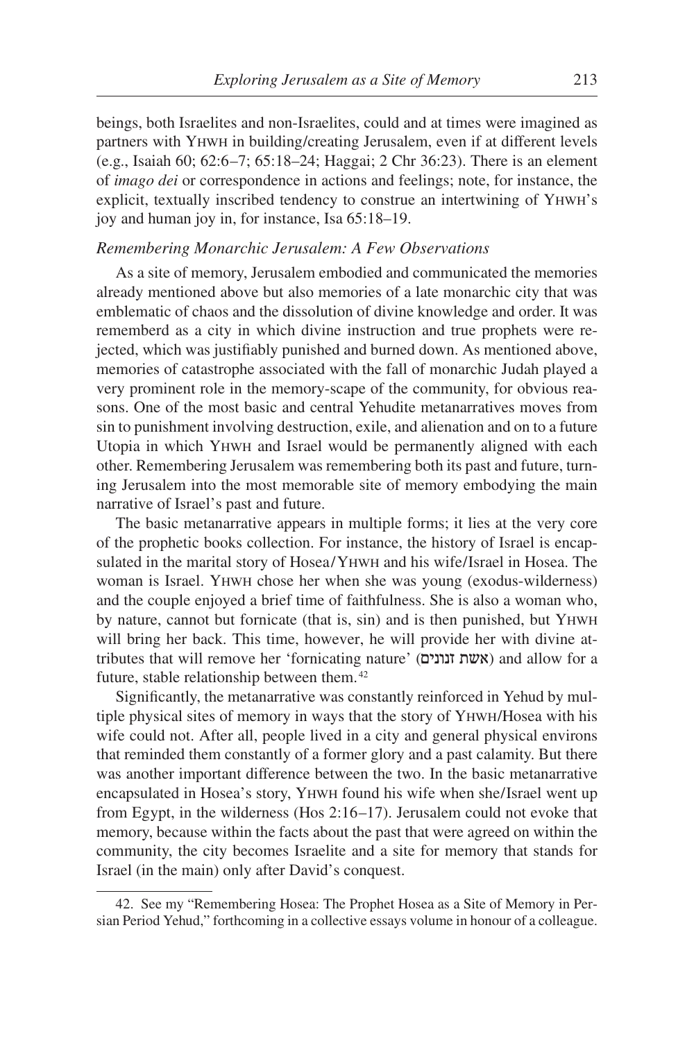beings, both Israelites and non-Israelites, could and at times were imagined as partners with YHWH in building/creating Jerusalem, even if at different levels (e.g., Isaiah 60; 62:6–7; 65:18–24; Haggai; 2 Chr 36:23). There is an element of *imago dei* or correspondence in actions and feelings; note, for instance, the explicit, textually inscribed tendency to construe an intertwining of YHWH's joy and human joy in, for instance, Isa 65:18–19.

### *Remembering Monarchic Jerusalem: A Few Observations*

As a site of memory, Jerusalem embodied and communicated the memories already mentioned above but also memories of a late monarchic city that was emblematic of chaos and the dissolution of divine knowledge and order. It was rememberd as a city in which divine instruction and true prophets were rejected, which was justifiably punished and burned down. As mentioned above, memories of catastrophe associated with the fall of monarchic Judah played a very prominent role in the memory-scape of the community, for obvious reasons. One of the most basic and central Yehudite metanarratives moves from sin to punishment involving destruction, exile, and alienation and on to a future Utopia in which YHWH and Israel would be permanently aligned with each other. Remembering Jerusalem was remembering both its past and future, turning Jerusalem into the most memorable site of memory embodying the main narrative of Israel's past and future.

The basic metanarrative appears in multiple forms; it lies at the very core of the prophetic books collection. For instance, the history of Israel is encapsulated in the marital story of Hosea/YHWH and his wife/Israel in Hosea. The woman is Israel. YHWH chose her when she was young (exodus-wilderness) and the couple enjoyed a brief time of faithfulness. She is also a woman who, by nature, cannot but fornicate (that is, sin) and is then punished, but YHWH will bring her back. This time, however, he will provide her with divine attributes that will remove her 'fornicating nature' (אשת זנונים) and allow for a future, stable relationship between them.[42]

Significantly, the metanarrative was constantly reinforced in Yehud by multiple physical sites of memory in ways that the story of YHWH/Hosea with his wife could not. After all, people lived in a city and general physical environs that reminded them constantly of a former glory and a past calamity. But there was another important difference between the two. In the basic metanarrative encapsulated in Hosea's story, YHWH found his wife when she/Israel went up from Egypt, in the wilderness (Hos 2:16–17). Jerusalem could not evoke that memory, because within the facts about the past that were agreed on within the community, the city becomes Israelite and a site for memory that stands for Israel (in the main) only after David's conquest.

---

42. See my "Remembering Hosea: The Prophet Hosea as a Site of Memory in Persian Period Yehud," forthcoming in a collective essays volume in honour of a colleague.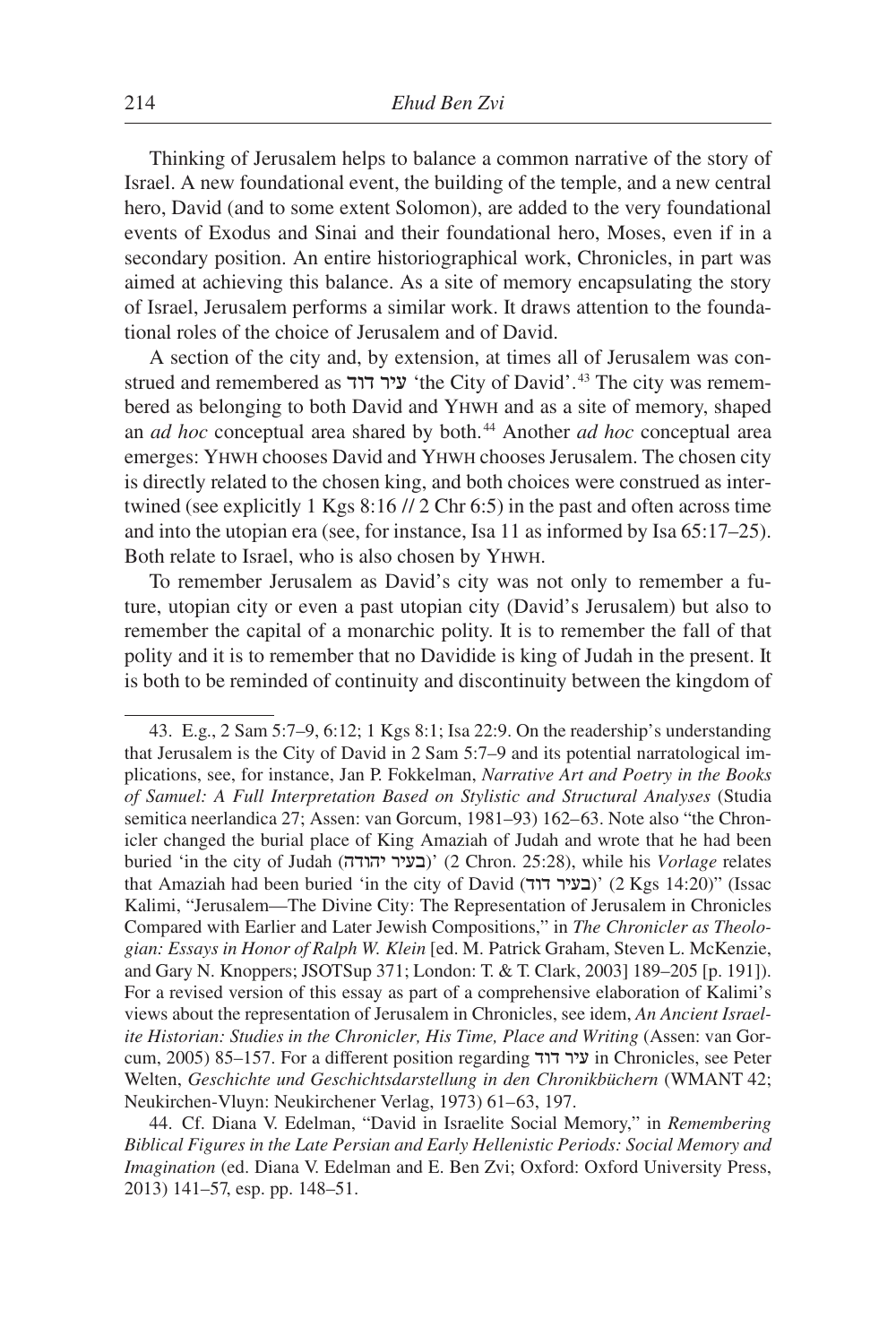Thinking of Jerusalem helps to balance a common narrative of the story of Israel. A new foundational event, the building of the temple, and a new central hero, David (and to some extent Solomon), are added to the very foundational events of Exodus and Sinai and their foundational hero, Moses, even if in a secondary position. An entire historiographical work, Chronicles, in part was aimed at achieving this balance. As a site of memory encapsulating the story of Israel, Jerusalem performs a similar work. It draws attention to the foundational roles of the choice of Jerusalem and of David.

A section of the city and, by extension, at times all of Jerusalem was construed and remembered as עיר דוד 'the City of David'.[43] The city was remembered as belonging to both David and YHWH and as a site of memory, shaped an *ad hoc* conceptual area shared by both.[44] Another *ad hoc* conceptual area emerges: YHWH chooses David and YHWH chooses Jerusalem. The chosen city is directly related to the chosen king, and both choices were construed as intertwined (see explicitly 1 Kgs 8:16 // 2 Chr 6:5) in the past and often across time and into the utopian era (see, for instance, Isa 11 as informed by Isa 65:17–25). Both relate to Israel, who is also chosen by YHWH.

To remember Jerusalem as David's city was not only to remember a future, utopian city or even a past utopian city (David's Jerusalem) but also to remember the capital of a monarchic polity. It is to remember the fall of that polity and it is to remember that no Davidide is king of Judah in the present. It is both to be reminded of continuity and discontinuity between the kingdom of

---

43. E.g., 2 Sam 5:7–9, 6:12; 1 Kgs 8:1; Isa 22:9. On the readership's understanding that Jerusalem is the City of David in 2 Sam 5:7–9 and its potential narratological implications, see, for instance, Jan P. Fokkelman, *Narrative Art and Poetry in the Books of Samuel: A Full Interpretation Based on Stylistic and Structural Analyses* (Studia semitica neerlandica 27; Assen: van Gorcum, 1981–93) 162–63. Note also "the Chronicler changed the burial place of King Amaziah of Judah and wrote that he had been buried 'in the city of Judah (בעיר יהודה)' (2 Chron. 25:28), while his *Vorlage* relates that Amaziah had been buried 'in the city of David (בעיר דוד)' (2 Kgs 14:20)" (Issac Kalimi, "Jerusalem—The Divine City: The Representation of Jerusalem in Chronicles Compared with Earlier and Later Jewish Compositions," in *The Chronicler as Theologian: Essays in Honor of Ralph W. Klein* [ed. M. Patrick Graham, Steven L. McKenzie, and Gary N. Knoppers; JSOTSup 371; London: T. & T. Clark, 2003] 189–205 [p. 191]). For a revised version of this essay as part of a comprehensive elaboration of Kalimi's views about the representation of Jerusalem in Chronicles, see idem, *An Ancient Israelite Historian: Studies in the Chronicler, His Time, Place and Writing* (Assen: van Gorcum, 2005) 85–157. For a different position regarding עיר דוד in Chronicles, see Peter Welten, *Geschichte und Geschichtsdarstellung in den Chronikbüchern* (WMANT 42; Neukirchen-Vluyn: Neukirchener Verlag, 1973) 61–63, 197.

44. Cf. Diana V. Edelman, "David in Israelite Social Memory," in *Remembering Biblical Figures in the Late Persian and Early Hellenistic Periods: Social Memory and Imagination* (ed. Diana V. Edelman and E. Ben Zvi; Oxford: Oxford University Press, 2013) 141–57, esp. pp. 148–51.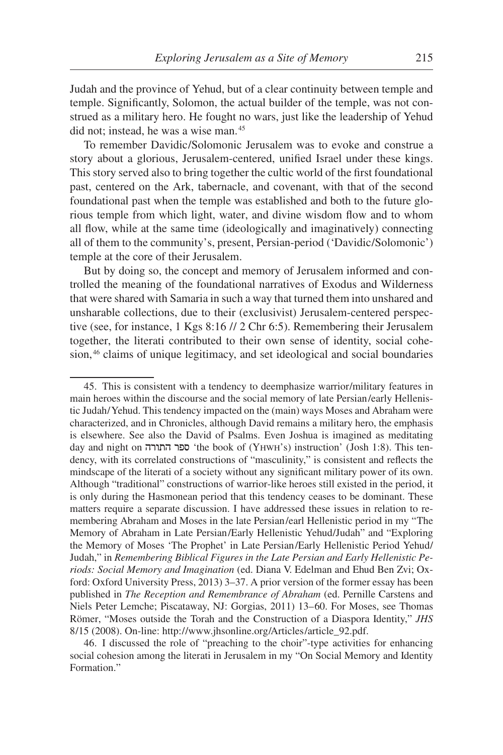Judah and the province of Yehud, but of a clear continuity between temple and temple. Significantly, Solomon, the actual builder of the temple, was not construed as a military hero. He fought no wars, just like the leadership of Yehud did not; instead, he was a wise man.[45]

To remember Davidic/Solomonic Jerusalem was to evoke and construe a story about a glorious, Jerusalem-centered, unified Israel under these kings. This story served also to bring together the cultic world of the first foundational past, centered on the Ark, tabernacle, and covenant, with that of the second foundational past when the temple was established and both to the future glorious temple from which light, water, and divine wisdom flow and to whom all flow, while at the same time (ideologically and imaginatively) connecting all of them to the community's, present, Persian-period ('Davidic/Solomonic') temple at the core of their Jerusalem.

But by doing so, the concept and memory of Jerusalem informed and controlled the meaning of the foundational narratives of Exodus and Wilderness that were shared with Samaria in such a way that turned them into unshared and unsharable collections, due to their (exclusivist) Jerusalem-centered perspective (see, for instance, 1 Kgs 8:16 // 2 Chr 6:5). Remembering their Jerusalem together, the literati contributed to their own sense of identity, social cohesion,[46] claims of unique legitimacy, and set ideological and social boundaries

---

45. This is consistent with a tendency to deemphasize warrior/military features in main heroes within the discourse and the social memory of late Persian/early Hellenistic Judah/Yehud. This tendency impacted on the (main) ways Moses and Abraham were characterized, and in Chronicles, although David remains a military hero, the emphasis is elsewhere. See also the David of Psalms. Even Joshua is imagined as meditating day and night on ספר התורה 'the book of (YHWH's) instruction' (Josh 1:8). This tendency, with its correlated constructions of "masculinity," is consistent and reflects the mindscape of the literati of a society without any significant military power of its own. Although "traditional" constructions of warrior-like heroes still existed in the period, it is only during the Hasmonean period that this tendency ceases to be dominant. These matters require a separate discussion. I have addressed these issues in relation to remembering Abraham and Moses in the late Persian/earl Hellenistic period in my "The Memory of Abraham in Late Persian/Early Hellenistic Yehud/Judah" and "Exploring the Memory of Moses 'The Prophet' in Late Persian/Early Hellenistic Period Yehud/Judah," in *Remembering Biblical Figures in the Late Persian and Early Hellenistic Periods: Social Memory and Imagination* (ed. Diana V. Edelman and Ehud Ben Zvi; Oxford: Oxford University Press, 2013) 3–37. A prior version of the former essay has been published in *The Reception and Remembrance of Abraham* (ed. Pernille Carstens and Niels Peter Lemche; Piscataway, NJ: Gorgias, 2011) 13–60. For Moses, see Thomas Römer, "Moses outside the Torah and the Construction of a Diaspora Identity," *JHS* 8/15 (2008). On-line: http://www.jhsonline.org/Articles/article_92.pdf.

46. I discussed the role of "preaching to the choir"-type activities for enhancing social cohesion among the literati in Jerusalem in my "On Social Memory and Identity Formation."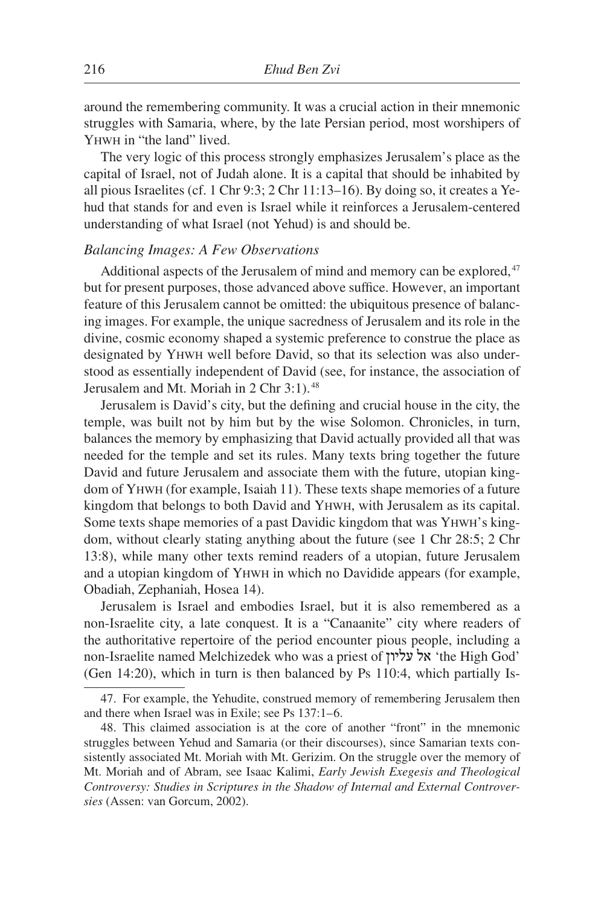around the remembering community. It was a crucial action in their mnemonic struggles with Samaria, where, by the late Persian period, most worshipers of YHWH in "the land" lived.

The very logic of this process strongly emphasizes Jerusalem's place as the capital of Israel, not of Judah alone. It is a capital that should be inhabited by all pious Israelites (cf. 1 Chr 9:3; 2 Chr 11:13–16). By doing so, it creates a Yehud that stands for and even is Israel while it reinforces a Jerusalem-centered understanding of what Israel (not Yehud) is and should be.

### *Balancing Images: A Few Observations*

Additional aspects of the Jerusalem of mind and memory can be explored,[47] but for present purposes, those advanced above suffice. However, an important feature of this Jerusalem cannot be omitted: the ubiquitous presence of balancing images. For example, the unique sacredness of Jerusalem and its role in the divine, cosmic economy shaped a systemic preference to construe the place as designated by YHWH well before David, so that its selection was also understood as essentially independent of David (see, for instance, the association of Jerusalem and Mt. Moriah in 2 Chr 3:1).[48]

Jerusalem is David's city, but the defining and crucial house in the city, the temple, was built not by him but by the wise Solomon. Chronicles, in turn, balances the memory by emphasizing that David actually provided all that was needed for the temple and set its rules. Many texts bring together the future David and future Jerusalem and associate them with the future, utopian kingdom of YHWH (for example, Isaiah 11). These texts shape memories of a future kingdom that belongs to both David and YHWH, with Jerusalem as its capital. Some texts shape memories of a past Davidic kingdom that was YHWH's kingdom, without clearly stating anything about the future (see 1 Chr 28:5; 2 Chr 13:8), while many other texts remind readers of a utopian, future Jerusalem and a utopian kingdom of YHWH in which no Davidide appears (for example, Obadiah, Zephaniah, Hosea 14).

Jerusalem is Israel and embodies Israel, but it is also remembered as a non-Israelite city, a late conquest. It is a "Canaanite" city where readers of the authoritative repertoire of the period encounter pious people, including a non-Israelite named Melchizedek who was a priest of אל עליון 'the High God' (Gen 14:20), which in turn is then balanced by Ps 110:4, which partially Is-

---

47. For example, the Yehudite, construed memory of remembering Jerusalem then and there when Israel was in Exile; see Ps 137:1–6.

48. This claimed association is at the core of another "front" in the mnemonic struggles between Yehud and Samaria (or their discourses), since Samarian texts consistently associated Mt. Moriah with Mt. Gerizim. On the struggle over the memory of Mt. Moriah and of Abram, see Isaac Kalimi, *Early Jewish Exegesis and Theological Controversy: Studies in Scriptures in the Shadow of Internal and External Controversies* (Assen: van Gorcum, 2002).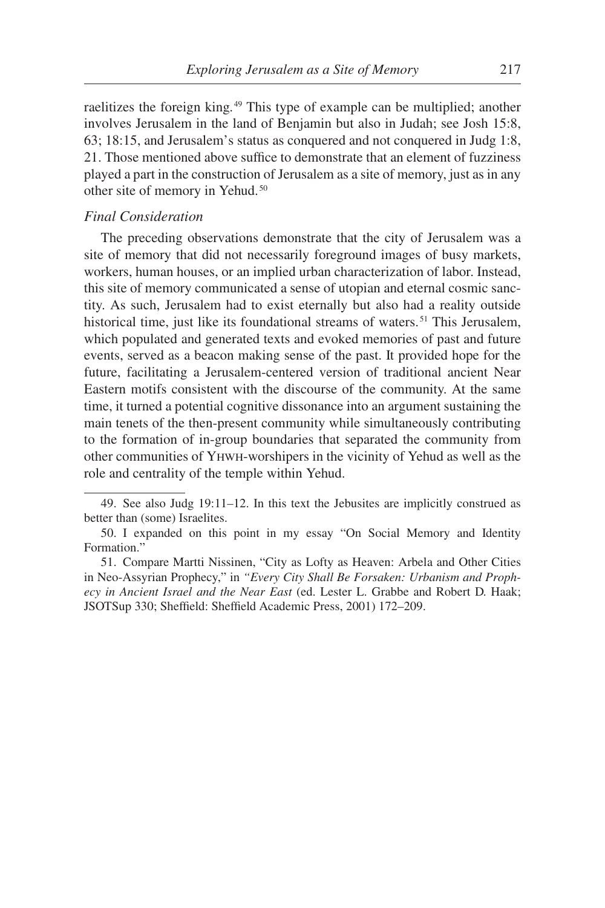raelitizes the foreign king.[49] This type of example can be multiplied; another involves Jerusalem in the land of Benjamin but also in Judah; see Josh 15:8, 63; 18:15, and Jerusalem's status as conquered and not conquered in Judg 1:8, 21. Those mentioned above suffice to demonstrate that an element of fuzziness played a part in the construction of Jerusalem as a site of memory, just as in any other site of memory in Yehud.[50]

### *Final Consideration*

The preceding observations demonstrate that the city of Jerusalem was a site of memory that did not necessarily foreground images of busy markets, workers, human houses, or an implied urban characterization of labor. Instead, this site of memory communicated a sense of utopian and eternal cosmic sanctity. As such, Jerusalem had to exist eternally but also had a reality outside historical time, just like its foundational streams of waters.[51] This Jerusalem, which populated and generated texts and evoked memories of past and future events, served as a beacon making sense of the past. It provided hope for the future, facilitating a Jerusalem-centered version of traditional ancient Near Eastern motifs consistent with the discourse of the community. At the same time, it turned a potential cognitive dissonance into an argument sustaining the main tenets of the then-present community while simultaneously contributing to the formation of in-group boundaries that separated the community from other communities of YHWH-worshipers in the vicinity of Yehud as well as the role and centrality of the temple within Yehud.

---

49. See also Judg 19:11–12. In this text the Jebusites are implicitly construed as better than (some) Israelites.

50. I expanded on this point in my essay "On Social Memory and Identity Formation."

51. Compare Martti Nissinen, "City as Lofty as Heaven: Arbela and Other Cities in Neo-Assyrian Prophecy," in *"Every City Shall Be Forsaken: Urbanism and Prophecy in Ancient Israel and the Near East* (ed. Lester L. Grabbe and Robert D. Haak; JSOTSup 330; Sheffield: Sheffield Academic Press, 2001) 172–209.